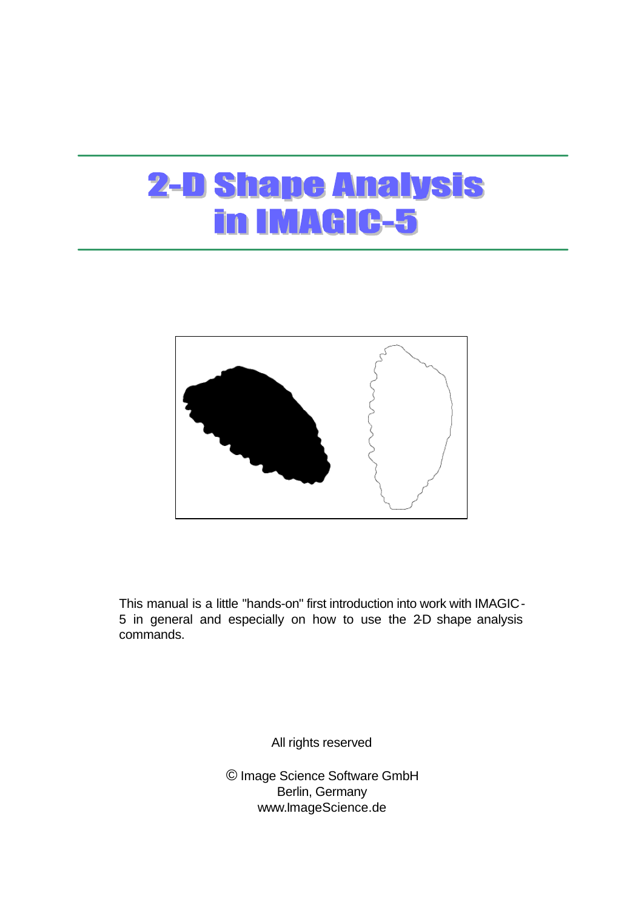# 2-D Shape Analysis in IMAGIC-5

This manual is a little "hands-on" first introduction into work with IMAGIC-5 in general and especially on how to use the 2-D shape analysis commands.

All rights reserved

© Image Science Software GmbH
Berlin, Germany
www.ImageScience.de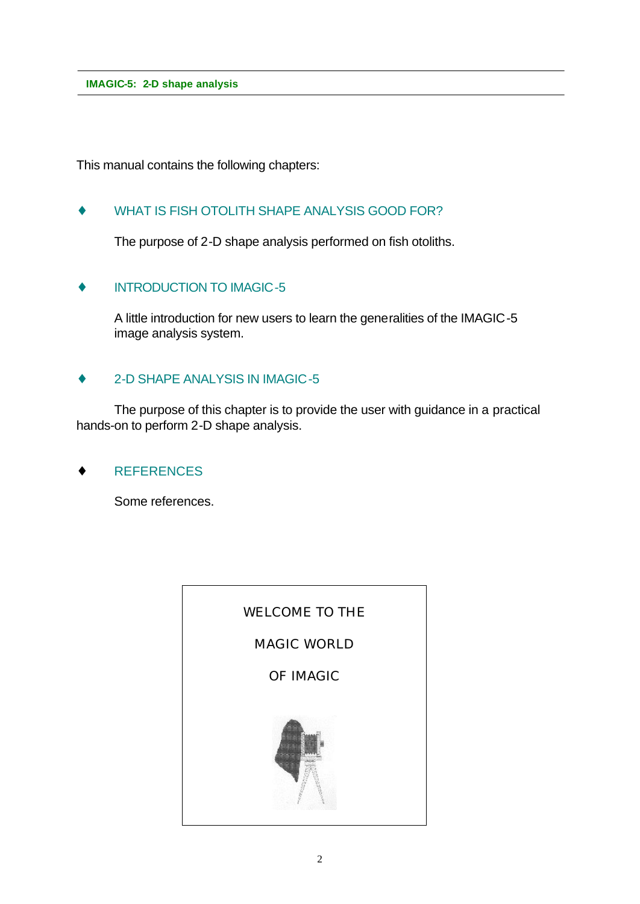This manual contains the following chapters:

- **WHAT IS FISH OTOLITH SHAPE ANALYSIS GOOD FOR?**

  The purpose of 2-D shape analysis performed on fish otoliths.

- **INTRODUCTION TO IMAGIC-5**

  A little introduction for new users to learn the generalities of the IMAGIC-5 image analysis system.

- **2-D SHAPE ANALYSIS IN IMAGIC-5**

  The purpose of this chapter is to provide the user with guidance in a practical hands-on to perform 2-D shape analysis.

- **REFERENCES**

  Some references.

WELCOME TO THE

MAGIC WORLD

OF IMAGIC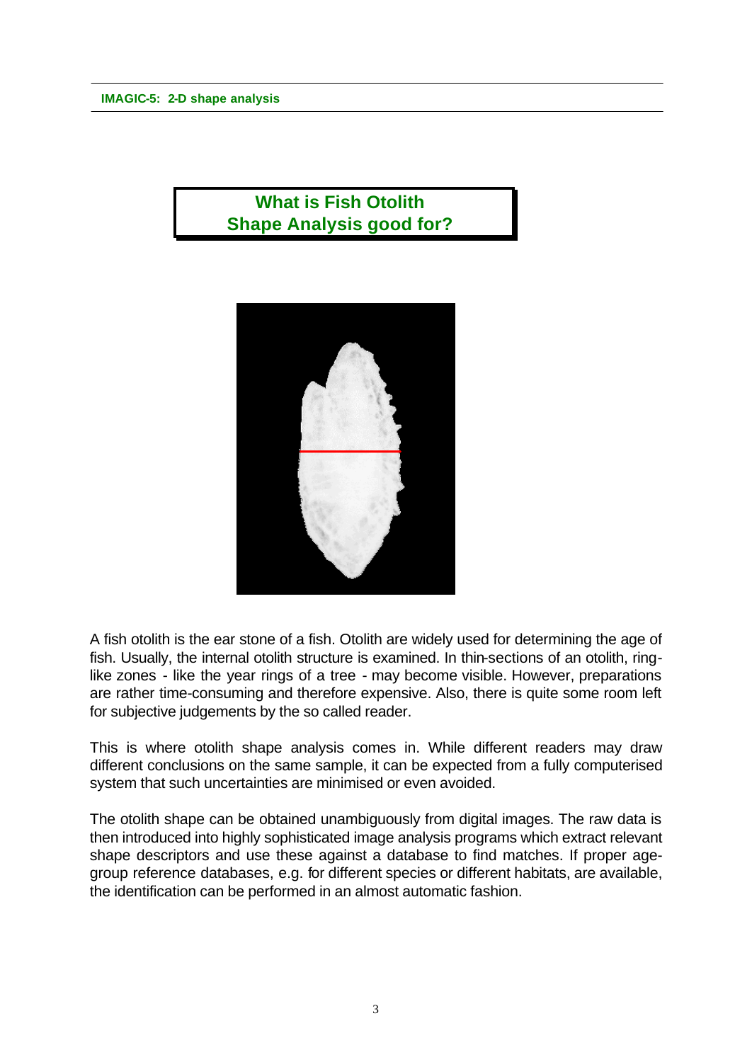# What is Fish Otolith Shape Analysis good for?

A fish otolith is the ear stone of a fish. Otolith are widely used for determining the age of fish. Usually, the internal otolith structure is examined. In thin-sections of an otolith, ring-like zones - like the year rings of a tree - may become visible. However, preparations are rather time-consuming and therefore expensive. Also, there is quite some room left for subjective judgements by the so called reader.

This is where otolith shape analysis comes in. While different readers may draw different conclusions on the same sample, it can be expected from a fully computerised system that such uncertainties are minimised or even avoided.

The otolith shape can be obtained unambiguously from digital images. The raw data is then introduced into highly sophisticated image analysis programs which extract relevant shape descriptors and use these against a database to find matches. If proper age-group reference databases, e.g. for different species or different habitats, are available, the identification can be performed in an almost automatic fashion.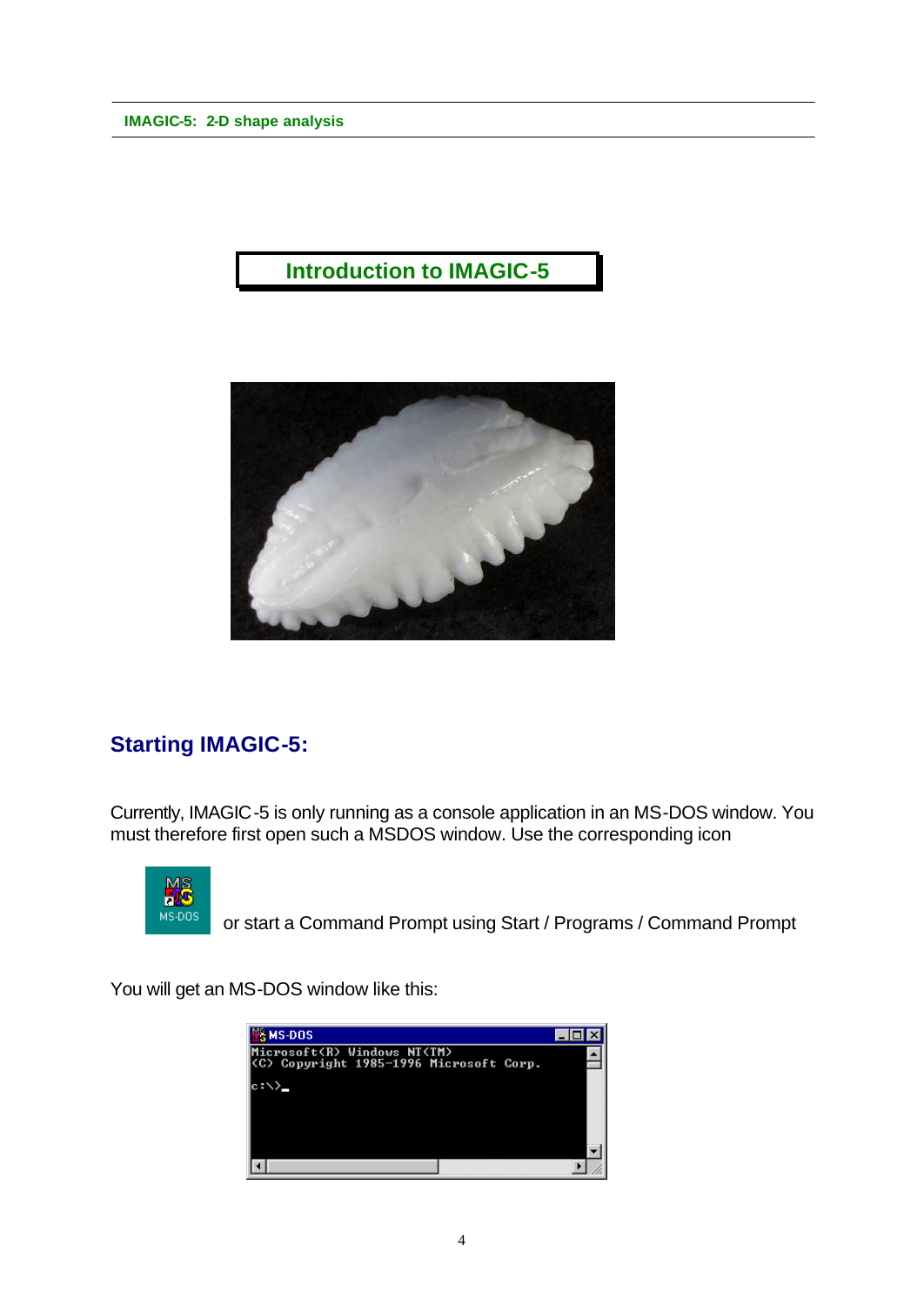# Introduction to IMAGIC-5

## Starting IMAGIC-5:

Currently, IMAGIC-5 is only running as a console application in an MS-DOS window. You must therefore first open such a MSDOS window. Use the corresponding icon

or start a Command Prompt using Start / Programs / Command Prompt

You will get an MS-DOS window like this: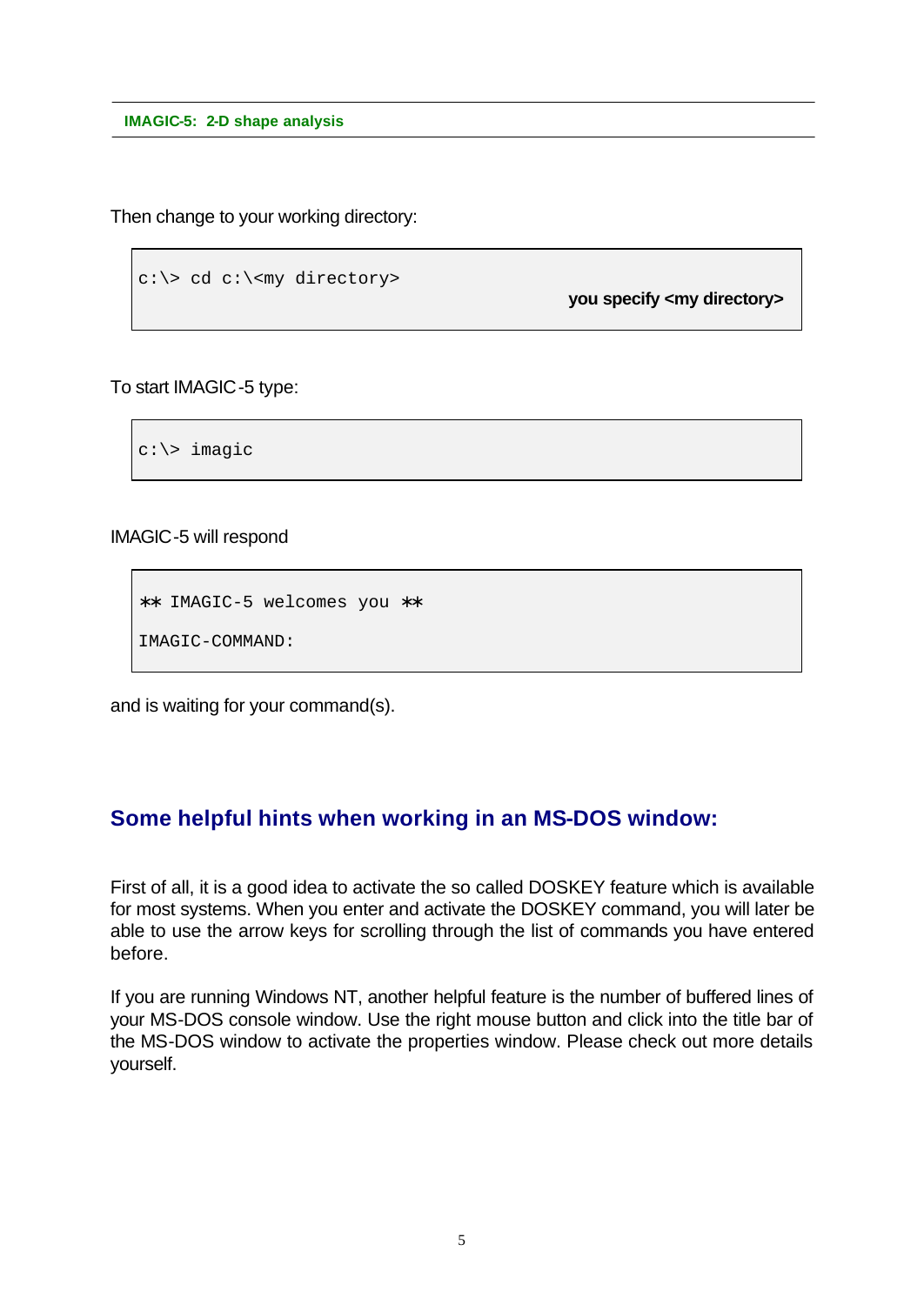Then change to your working directory:

```
c:\> cd c:\<my directory>
```

**you specify <my directory>**

To start IMAGIC-5 type:

```
c:\> imagic
```

IMAGIC-5 will respond

```
** IMAGIC-5 welcomes you **

IMAGIC-COMMAND:
```

and is waiting for your command(s).

## Some helpful hints when working in an MS-DOS window:

First of all, it is a good idea to activate the so called DOSKEY feature which is available for most systems. When you enter and activate the DOSKEY command, you will later be able to use the arrow keys for scrolling through the list of commands you have entered before.

If you are running Windows NT, another helpful feature is the number of buffered lines of your MS-DOS console window. Use the right mouse button and click into the title bar of the MS-DOS window to activate the properties window. Please check out more details yourself.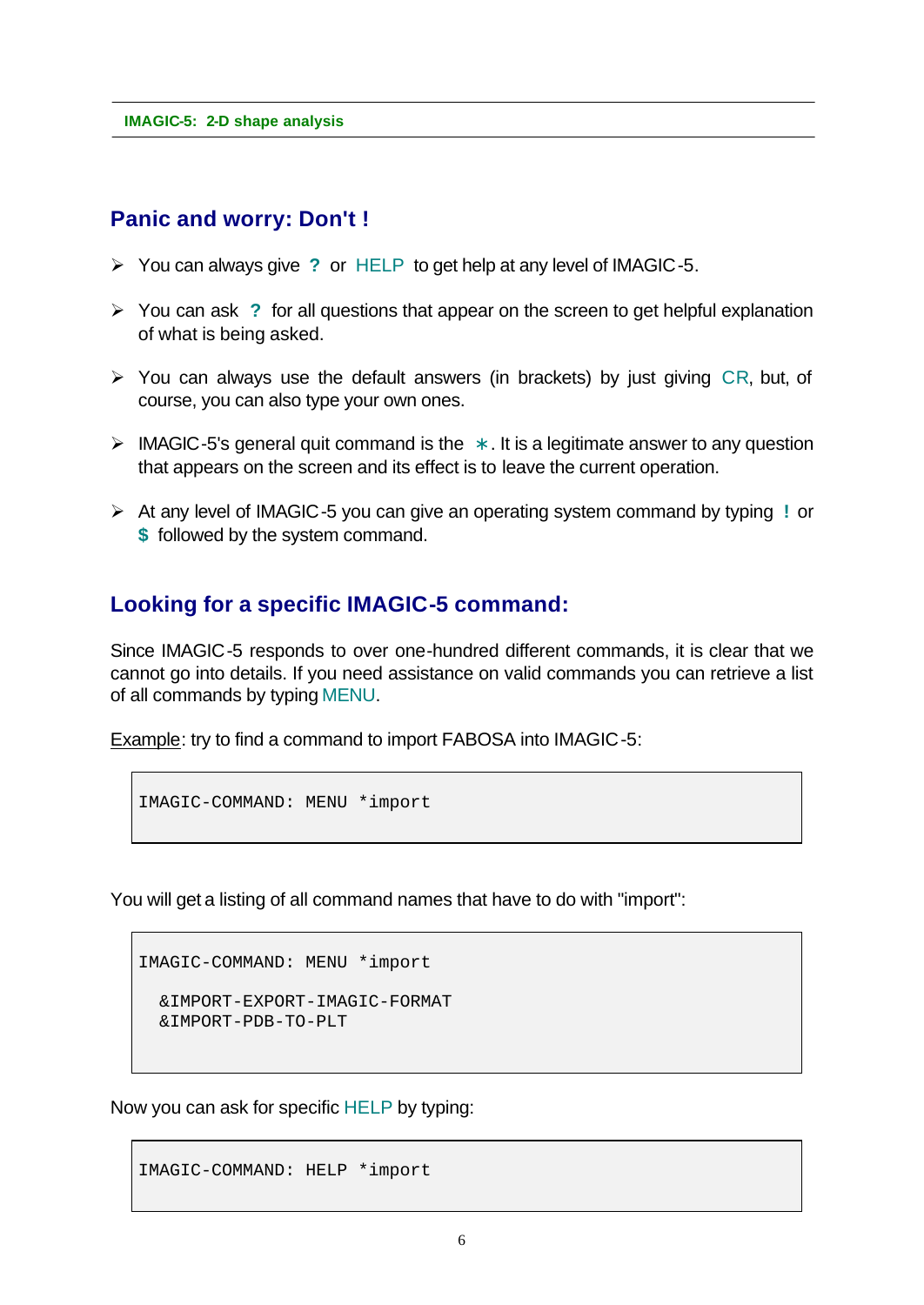## Panic and worry: Don't !

- You can always give **?** or HELP to get help at any level of IMAGIC-5.
- You can ask **?** for all questions that appear on the screen to get helpful explanation of what is being asked.
- You can always use the default answers (in brackets) by just giving CR, but, of course, you can also type your own ones.
- IMAGIC-5's general quit command is the ∗. It is a legitimate answer to any question that appears on the screen and its effect is to leave the current operation.
- At any level of IMAGIC-5 you can give an operating system command by typing **!** or **$** followed by the system command.

## Looking for a specific IMAGIC-5 command:

Since IMAGIC-5 responds to over one-hundred different commands, it is clear that we cannot go into details. If you need assistance on valid commands you can retrieve a list of all commands by typing MENU.

Example: try to find a command to import FABOSA into IMAGIC-5:

```
IMAGIC-COMMAND: MENU *import
```

You will get a listing of all command names that have to do with "import":

```
IMAGIC-COMMAND: MENU *import

  &IMPORT-EXPORT-IMAGIC-FORMAT
  &IMPORT-PDB-TO-PLT
```

Now you can ask for specific HELP by typing:

```
IMAGIC-COMMAND: HELP *import
```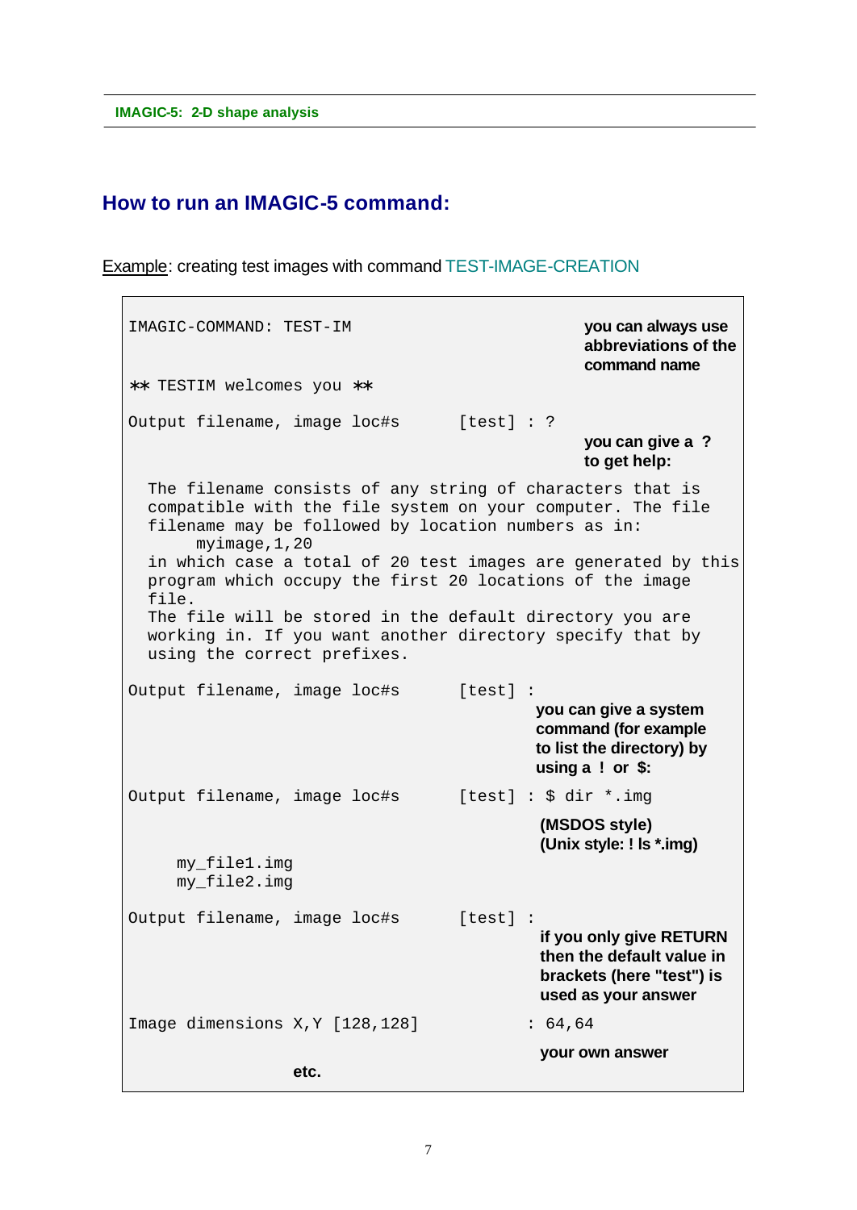## How to run an IMAGIC-5 command:

Example: creating test images with command TEST-IMAGE-CREATION

```
IMAGIC-COMMAND: TEST-IM
```

**you can always use abbreviations of the command name**

```
** TESTIM welcomes you **

Output filename, image loc#s      [test] : ?
```

**you can give a ? to get help:**

```
  The filename consists of any string of characters that is
  compatible with the file system on your computer. The file
  filename may be followed by location numbers as in:
       myimage,1,20
  in which case a total of 20 test images are generated by this
  program which occupy the first 20 locations of the image
  file.
  The file will be stored in the default directory you are
  working in. If you want another directory specify that by
  using the correct prefixes.

Output filename, image loc#s      [test] :
```

**you can give a system command (for example to list the directory) by using a ! or $:**

```
Output filename, image loc#s      [test] : $ dir *.img
```

**(MSDOS style)**
**(Unix style: ! ls *.img)**

```
     my_file1.img
     my_file2.img

Output filename, image loc#s      [test] :
```

**if you only give RETURN then the default value in brackets (here "test") is used as your answer**

```
Image dimensions X,Y [128,128]          : 64,64
```

**your own answer**

**etc.**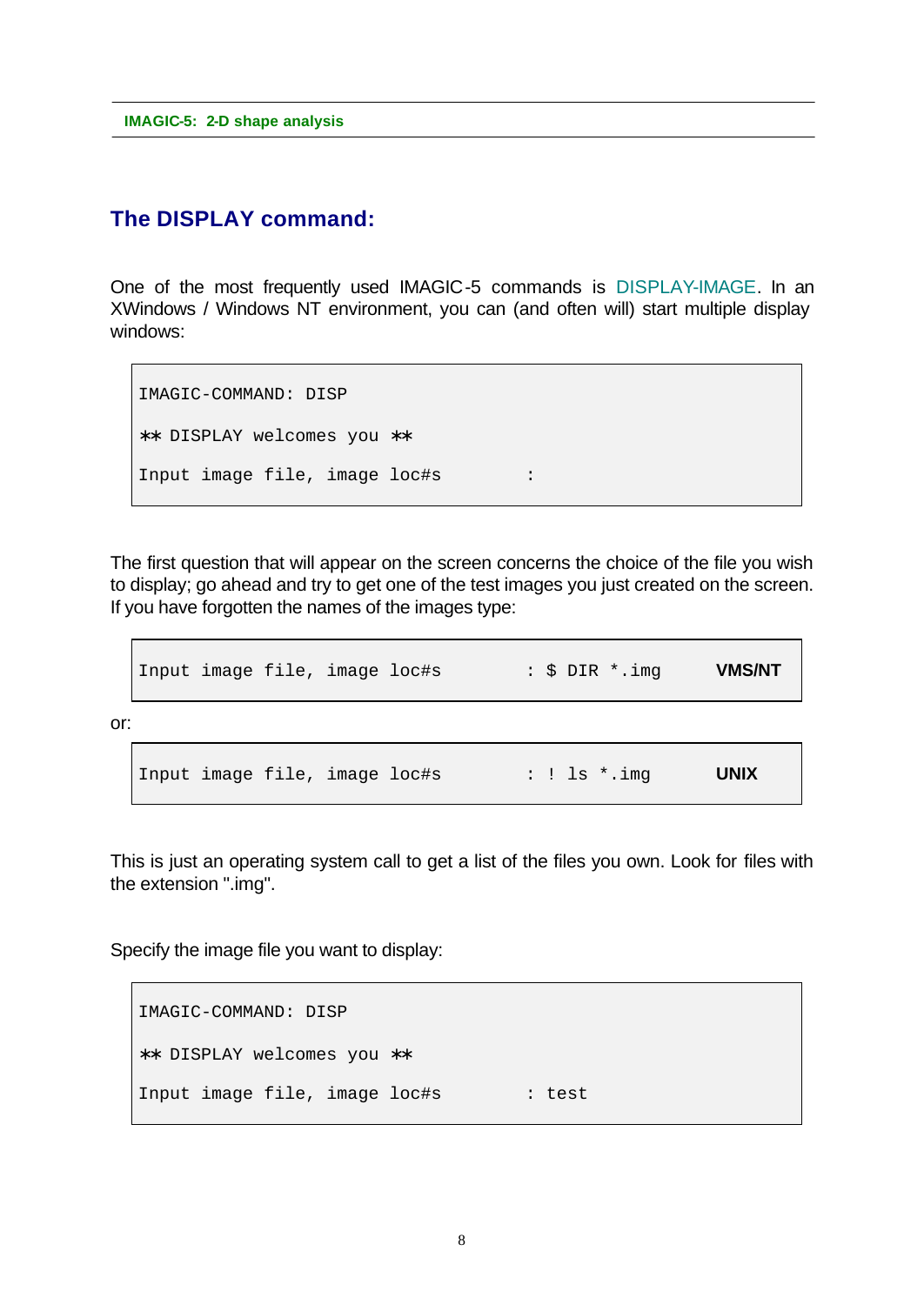## The DISPLAY command:

One of the most frequently used IMAGIC-5 commands is DISPLAY-IMAGE. In an XWindows / Windows NT environment, you can (and often will) start multiple display windows:

```
IMAGIC-COMMAND: DISP
** DISPLAY welcomes you **
Input image file, image loc#s        :
```

The first question that will appear on the screen concerns the choice of the file you wish to display; go ahead and try to get one of the test images you just created on the screen. If you have forgotten the names of the images type:

```
Input image file, image loc#s        : $ DIR *.img        VMS/NT
```

or:

```
Input image file, image loc#s        : ! ls *.img         UNIX
```

This is just an operating system call to get a list of the files you own. Look for files with the extension ".img".

Specify the image file you want to display:

```
IMAGIC-COMMAND: DISP
** DISPLAY welcomes you **
Input image file, image loc#s        : test
```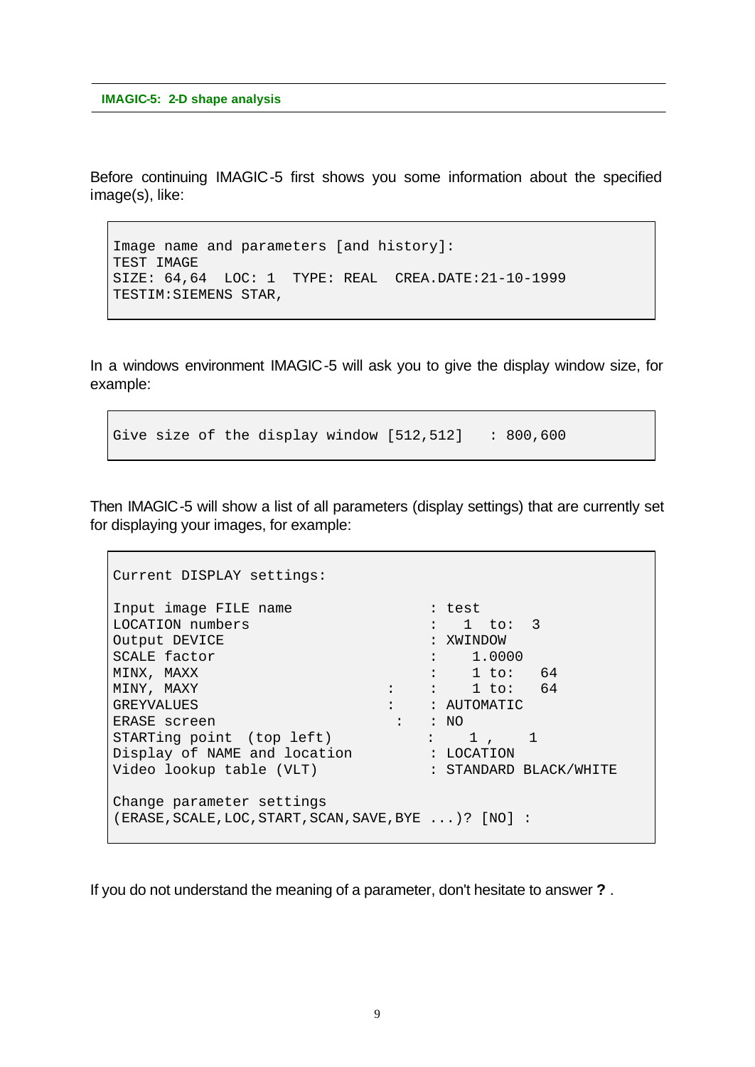Before continuing IMAGIC-5 first shows you some information about the specified image(s), like:

```
Image name and parameters [and history]:
TEST IMAGE
SIZE: 64,64  LOC: 1  TYPE: REAL  CREA.DATE:21-10-1999
TESTIM:SIEMENS STAR,
```

In a windows environment IMAGIC-5 will ask you to give the display window size, for example:

```
Give size of the display window [512,512]   : 800,600
```

Then IMAGIC-5 will show a list of all parameters (display settings) that are currently set for displaying your images, for example:

```
Current DISPLAY settings:

Input image FILE name                  : test
LOCATION numbers                       :   1  to:   3
Output DEVICE                          : XWINDOW
SCALE factor                           :    1.0000
MINX, MAXX                             :    1 to:   64
MINY, MAXY                     :       :    1 to:   64
GREYVALUES                     :       : AUTOMATIC
ERASE screen                    :      : NO
STARTing point  (top left)             :    1 ,     1
Display of NAME and location           : LOCATION
Video lookup table (VLT)               : STANDARD BLACK/WHITE

Change parameter settings
(ERASE,SCALE,LOC,START,SCAN,SAVE,BYE ...)? [NO] :
```

If you do not understand the meaning of a parameter, don't hesitate to answer **?** .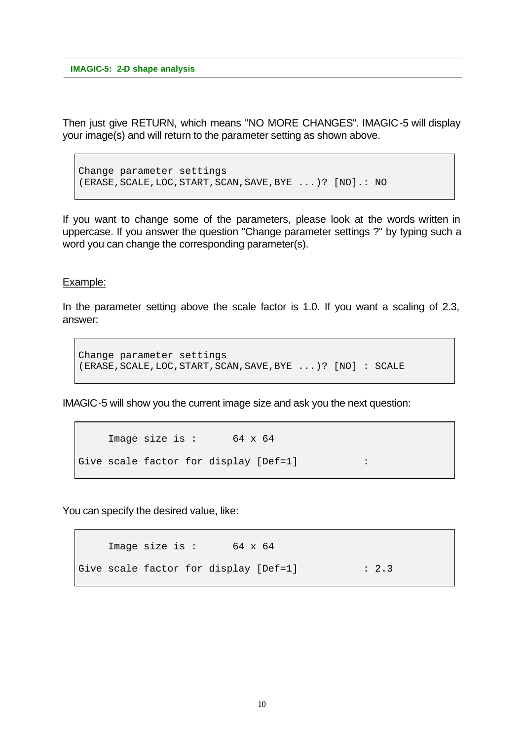Then just give RETURN, which means "NO MORE CHANGES". IMAGIC-5 will display your image(s) and will return to the parameter setting as shown above.

```
Change parameter settings
(ERASE,SCALE,LOC,START,SCAN,SAVE,BYE ...)? [NO].: NO
```

If you want to change some of the parameters, please look at the words written in uppercase. If you answer the question "Change parameter settings ?" by typing such a word you can change the corresponding parameter(s).

Example:

In the parameter setting above the scale factor is 1.0. If you want a scaling of 2.3, answer:

```
Change parameter settings
(ERASE,SCALE,LOC,START,SCAN,SAVE,BYE ...)? [NO] : SCALE
```

IMAGIC-5 will show you the current image size and ask you the next question:

```
     Image size is :      64 x 64

Give scale factor for display [Def=1]          :
```

You can specify the desired value, like:

```
     Image size is :      64 x 64

Give scale factor for display [Def=1]          : 2.3
```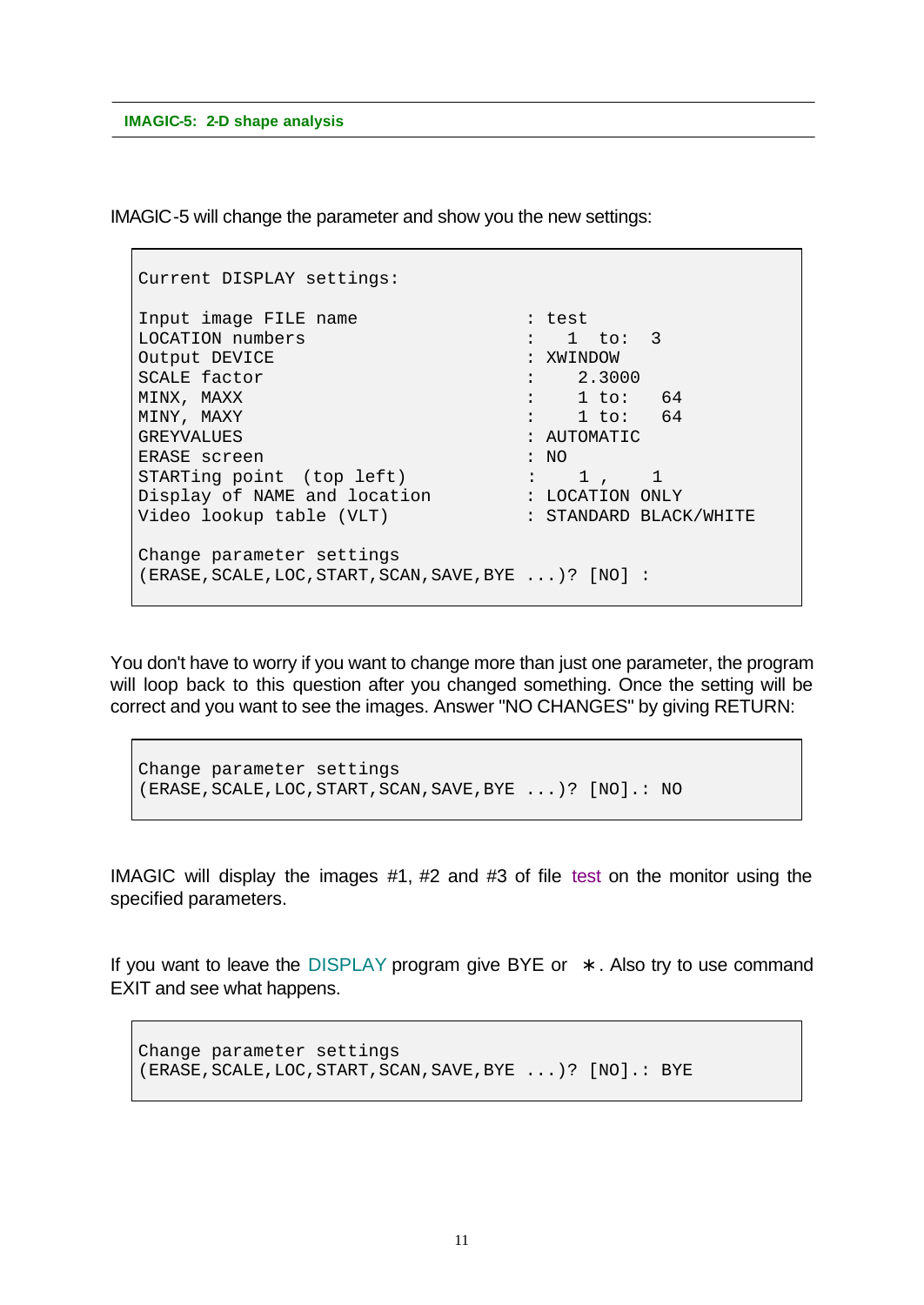IMAGIC-5 will change the parameter and show you the new settings:

```
Current DISPLAY settings:

Input image FILE name                : test
LOCATION numbers                     :   1  to:  3
Output DEVICE                        : XWINDOW
SCALE factor                         :    2.3000
MINX, MAXX                           :    1 to:   64
MINY, MAXY                           :    1 to:   64
GREYVALUES                           : AUTOMATIC
ERASE screen                         : NO
STARTing point  (top left)           :    1 ,    1
Display of NAME and location         : LOCATION ONLY
Video lookup table (VLT)             : STANDARD BLACK/WHITE

Change parameter settings
(ERASE,SCALE,LOC,START,SCAN,SAVE,BYE ...)? [NO] :
```

You don't have to worry if you want to change more than just one parameter, the program will loop back to this question after you changed something. Once the setting will be correct and you want to see the images. Answer "NO CHANGES" by giving RETURN:

```
Change parameter settings
(ERASE,SCALE,LOC,START,SCAN,SAVE,BYE ...)? [NO].: NO
```

IMAGIC will display the images #1, #2 and #3 of file test on the monitor using the specified parameters.

If you want to leave the DISPLAY program give BYE or ∗. Also try to use command EXIT and see what happens.

```
Change parameter settings
(ERASE,SCALE,LOC,START,SCAN,SAVE,BYE ...)? [NO].: BYE
```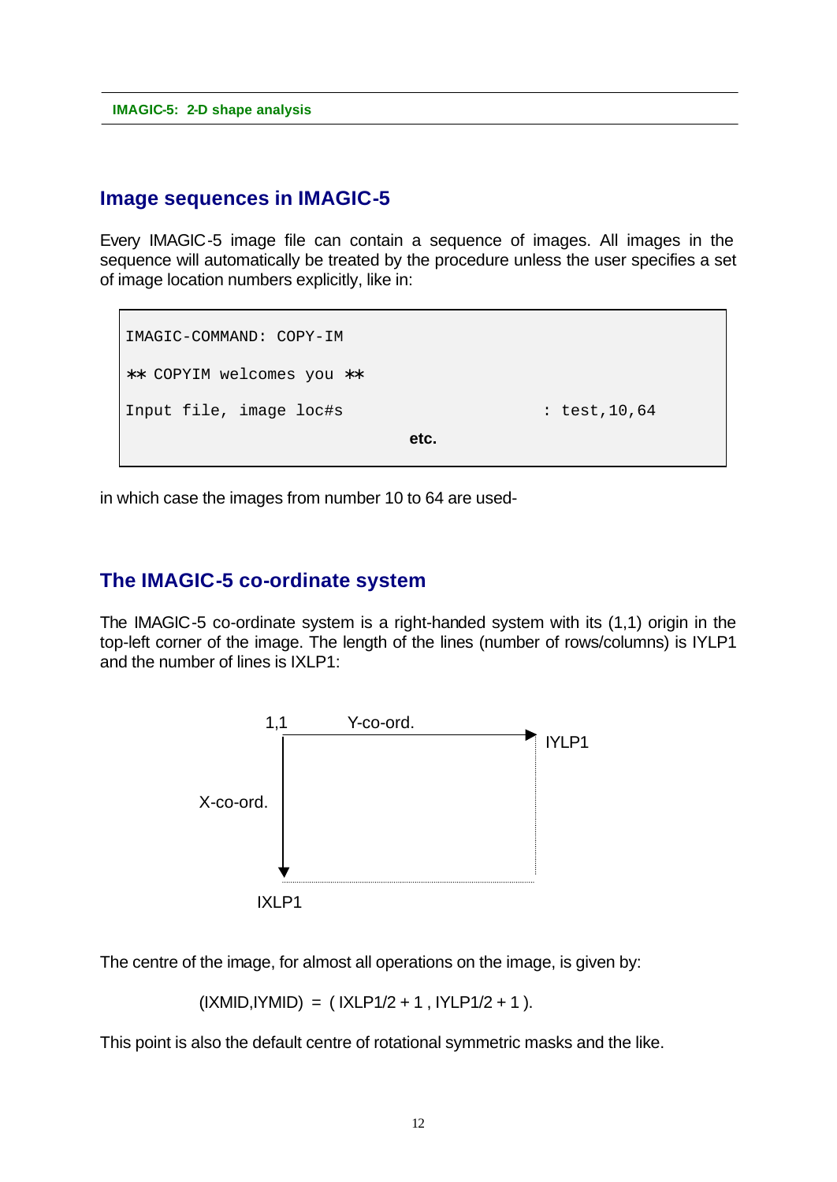## Image sequences in IMAGIC-5

Every IMAGIC-5 image file can contain a sequence of images. All images in the sequence will automatically be treated by the procedure unless the user specifies a set of image location numbers explicitly, like in:

```
IMAGIC-COMMAND: COPY-IM
** COPYIM welcomes you **
Input file, image loc#s                         : test,10,64
                              etc.
```

in which case the images from number 10 to 64 are used-

## The IMAGIC-5 co-ordinate system

The IMAGIC-5 co-ordinate system is a right-handed system with its (1,1) origin in the top-left corner of the image. The length of the lines (number of rows/columns) is IYLP1 and the number of lines is IXLP1:

1,1 Y-co-ord. IYLP1

X-co-ord.

IXLP1

The centre of the image, for almost all operations on the image, is given by:

(IXMID,IYMID) = ( IXLP1/2 + 1 , IYLP1/2 + 1 ).

This point is also the default centre of rotational symmetric masks and the like.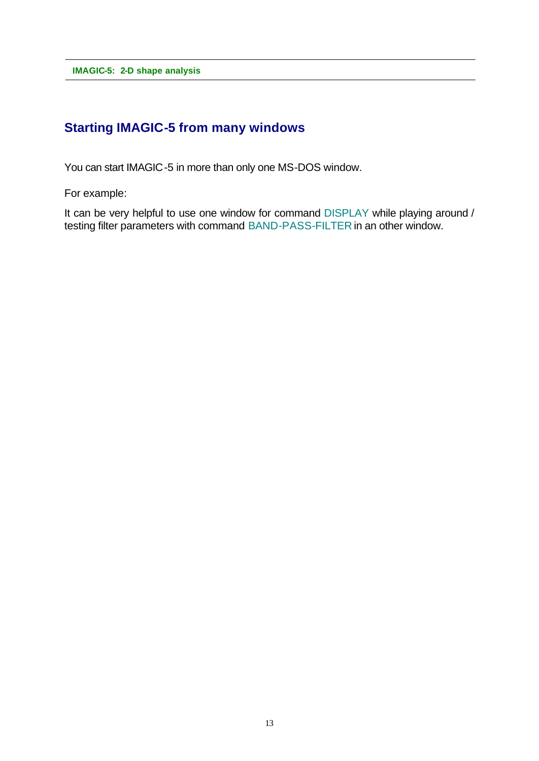## Starting IMAGIC-5 from many windows

You can start IMAGIC-5 in more than only one MS-DOS window.

For example:

It can be very helpful to use one window for command DISPLAY while playing around / testing filter parameters with command BAND-PASS-FILTER in an other window.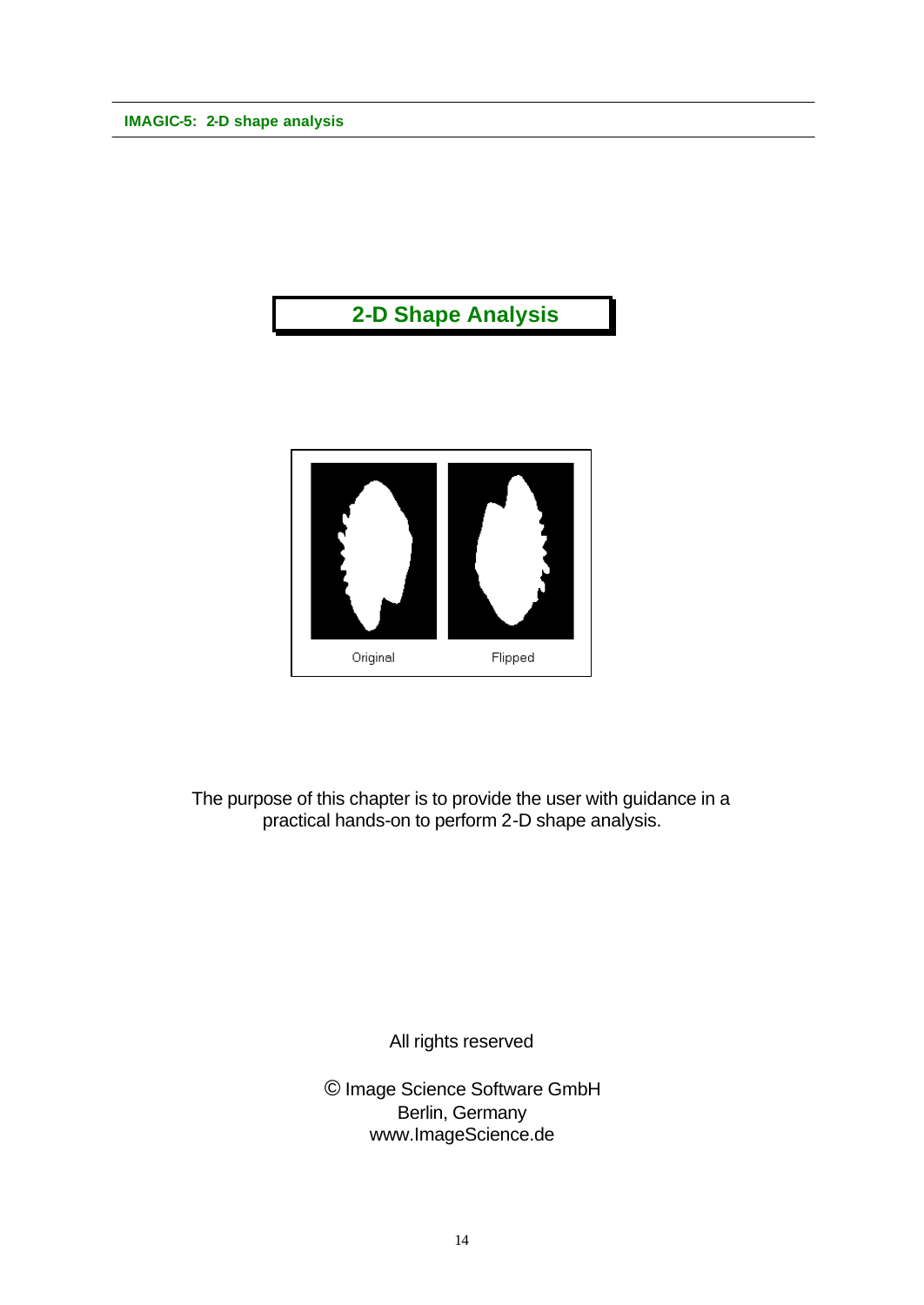# 2-D Shape Analysis

Original Flipped

The purpose of this chapter is to provide the user with guidance in a practical hands-on to perform 2-D shape analysis.

All rights reserved

© Image Science Software GmbH
Berlin, Germany
www.ImageScience.de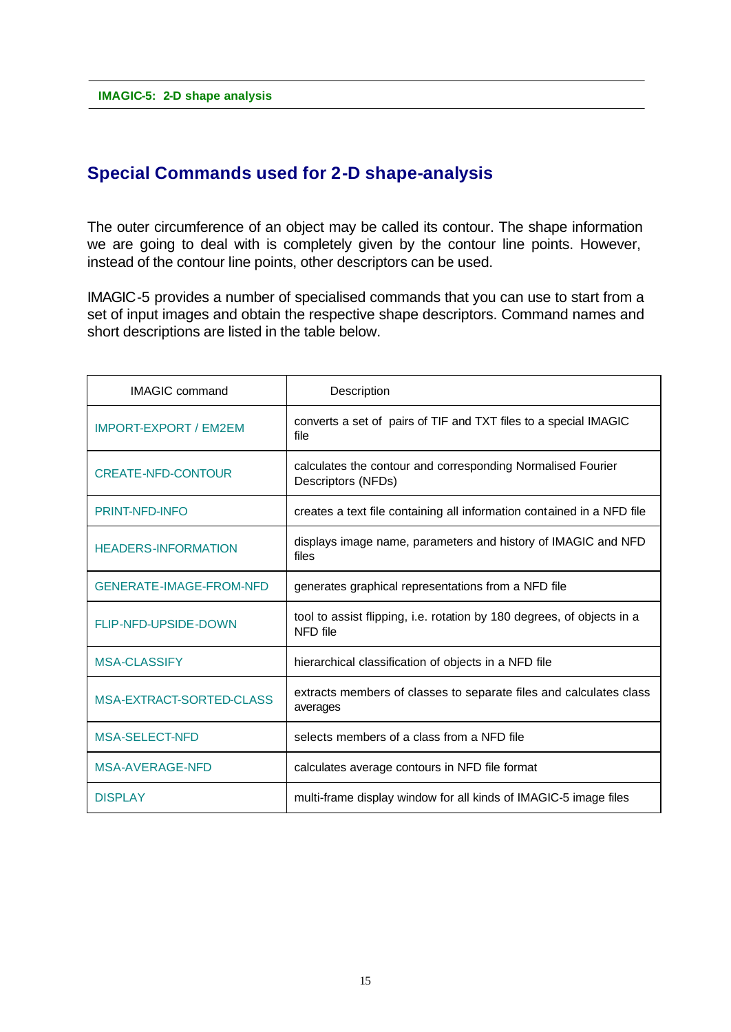## Special Commands used for 2-D shape-analysis

The outer circumference of an object may be called its contour. The shape information we are going to deal with is completely given by the contour line points. However, instead of the contour line points, other descriptors can be used.

IMAGIC-5 provides a number of specialised commands that you can use to start from a set of input images and obtain the respective shape descriptors. Command names and short descriptions are listed in the table below.

| IMAGIC command | Description |
|---|---|
| IMPORT-EXPORT / EM2EM | converts a set of pairs of TIF and TXT files to a special IMAGIC file |
| CREATE-NFD-CONTOUR | calculates the contour and corresponding Normalised Fourier Descriptors (NFDs) |
| PRINT-NFD-INFO | creates a text file containing all information contained in a NFD file |
| HEADERS-INFORMATION | displays image name, parameters and history of IMAGIC and NFD files |
| GENERATE-IMAGE-FROM-NFD | generates graphical representations from a NFD file |
| FLIP-NFD-UPSIDE-DOWN | tool to assist flipping, i.e. rotation by 180 degrees, of objects in a NFD file |
| MSA-CLASSIFY | hierarchical classification of objects in a NFD file |
| MSA-EXTRACT-SORTED-CLASS | extracts members of classes to separate files and calculates class averages |
| MSA-SELECT-NFD | selects members of a class from a NFD file |
| MSA-AVERAGE-NFD | calculates average contours in NFD file format |
| DISPLAY | multi-frame display window for all kinds of IMAGIC-5 image files |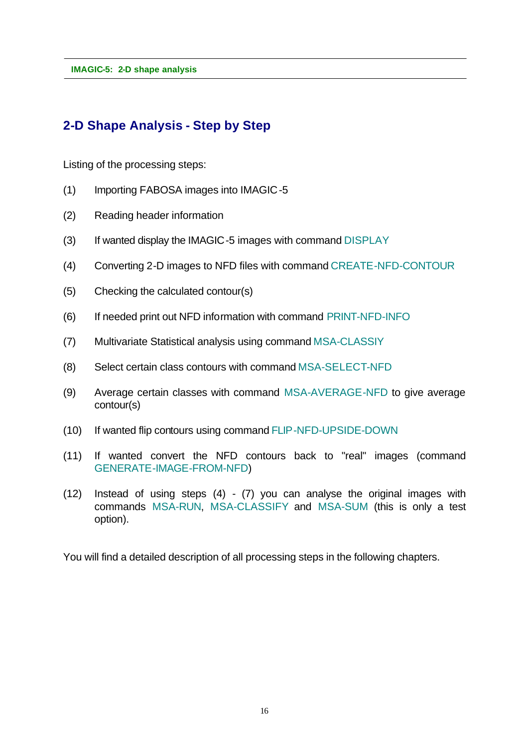## 2-D Shape Analysis - Step by Step

Listing of the processing steps:

(1) Importing FABOSA images into IMAGIC-5

(2) Reading header information

(3) If wanted display the IMAGIC-5 images with command DISPLAY

(4) Converting 2-D images to NFD files with command CREATE-NFD-CONTOUR

(5) Checking the calculated contour(s)

(6) If needed print out NFD information with command PRINT-NFD-INFO

(7) Multivariate Statistical analysis using command MSA-CLASSIY

(8) Select certain class contours with command MSA-SELECT-NFD

(9) Average certain classes with command MSA-AVERAGE-NFD to give average contour(s)

(10) If wanted flip contours using command FLIP-NFD-UPSIDE-DOWN

(11) If wanted convert the NFD contours back to "real" images (command GENERATE-IMAGE-FROM-NFD)

(12) Instead of using steps (4) - (7) you can analyse the original images with commands MSA-RUN, MSA-CLASSIFY and MSA-SUM (this is only a test option).

You will find a detailed description of all processing steps in the following chapters.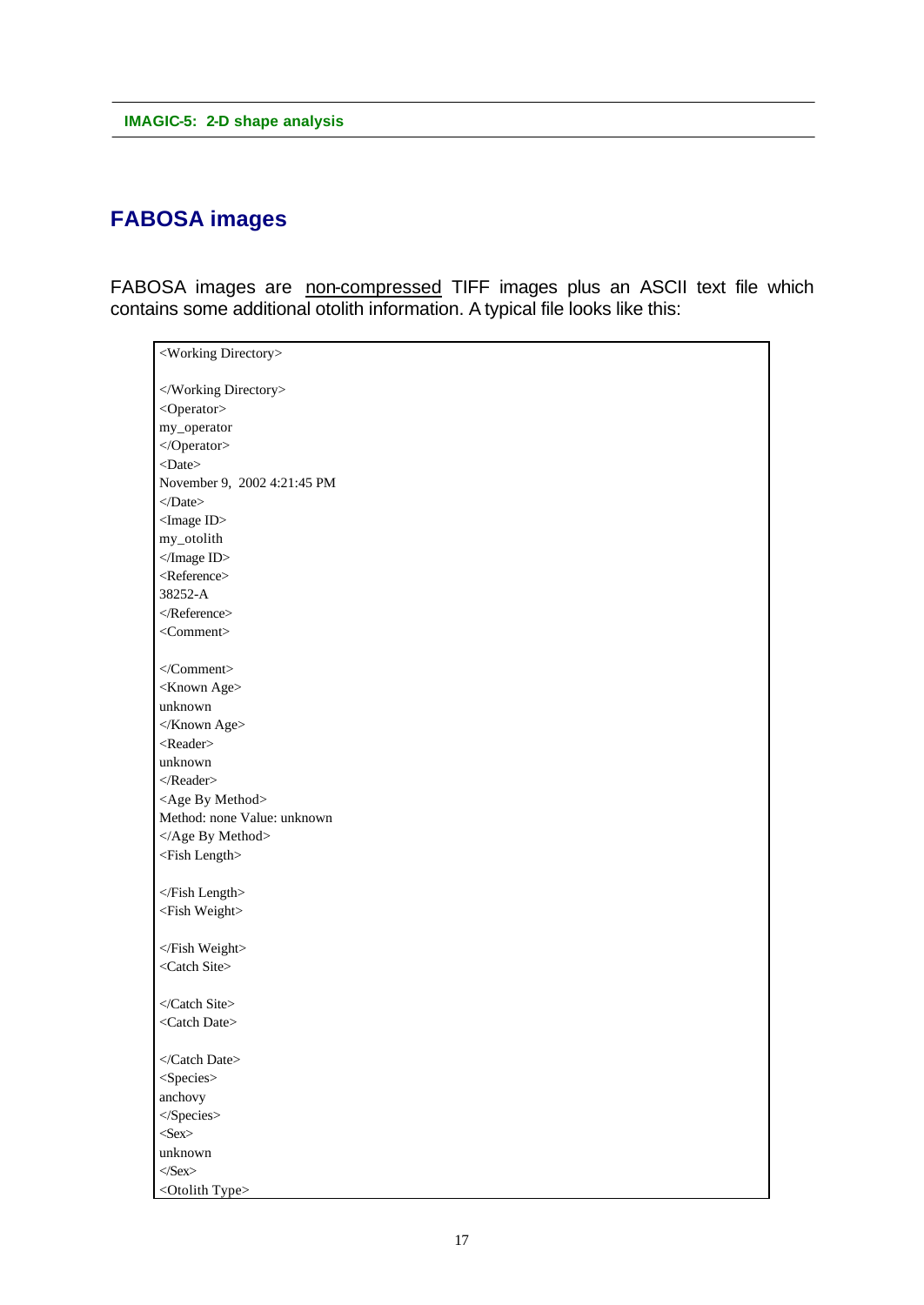## FABOSA images

FABOSA images are <u>non-compressed</u> TIFF images plus an ASCII text file which contains some additional otolith information. A typical file looks like this:

```
<Working Directory>

</Working Directory>
<Operator>
my_operator
</Operator>
<Date>
November 9,  2002 4:21:45 PM
</Date>
<Image ID>
my_otolith
</Image ID>
<Reference>
38252-A
</Reference>
<Comment>

</Comment>
<Known Age>
unknown
</Known Age>
<Reader>
unknown
</Reader>
<Age By Method>
Method: none Value: unknown
</Age By Method>
<Fish Length>

</Fish Length>
<Fish Weight>

</Fish Weight>
<Catch Site>

</Catch Site>
<Catch Date>

</Catch Date>
<Species>
anchovy
</Species>
<Sex>
unknown
</Sex>
<Otolith Type>
```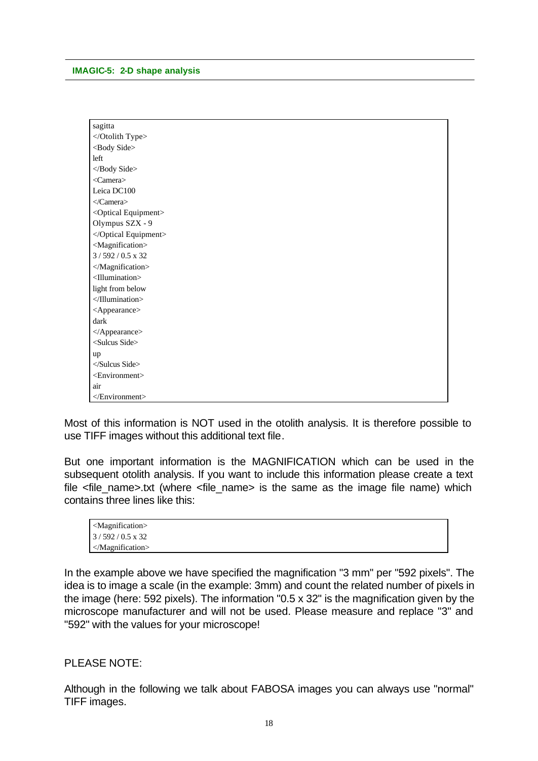```
sagitta
</Otolith Type>
<Body Side>
left
</Body Side>
<Camera>
Leica DC100
</Camera>
<Optical Equipment>
Olympus SZX - 9
</Optical Equipment>
<Magnification>
3 / 592 / 0.5 x 32
</Magnification>
<Illumination>
light from below
</Illumination>
<Appearance>
dark
</Appearance>
<Sulcus Side>
up
</Sulcus Side>
<Environment>
air
</Environment>
```

Most of this information is NOT used in the otolith analysis. It is therefore possible to use TIFF images without this additional text file.

But one important information is the MAGNIFICATION which can be used in the subsequent otolith analysis. If you want to include this information please create a text file <file_name>.txt (where <file_name> is the same as the image file name) which contains three lines like this:

```
<Magnification>
3 / 592 / 0.5 x 32
</Magnification>
```

In the example above we have specified the magnification "3 mm" per "592 pixels". The idea is to image a scale (in the example: 3mm) and count the related number of pixels in the image (here: 592 pixels). The information "0.5 x 32" is the magnification given by the microscope manufacturer and will not be used. Please measure and replace "3" and "592" with the values for your microscope!

PLEASE NOTE:

Although in the following we talk about FABOSA images you can always use "normal" TIFF images.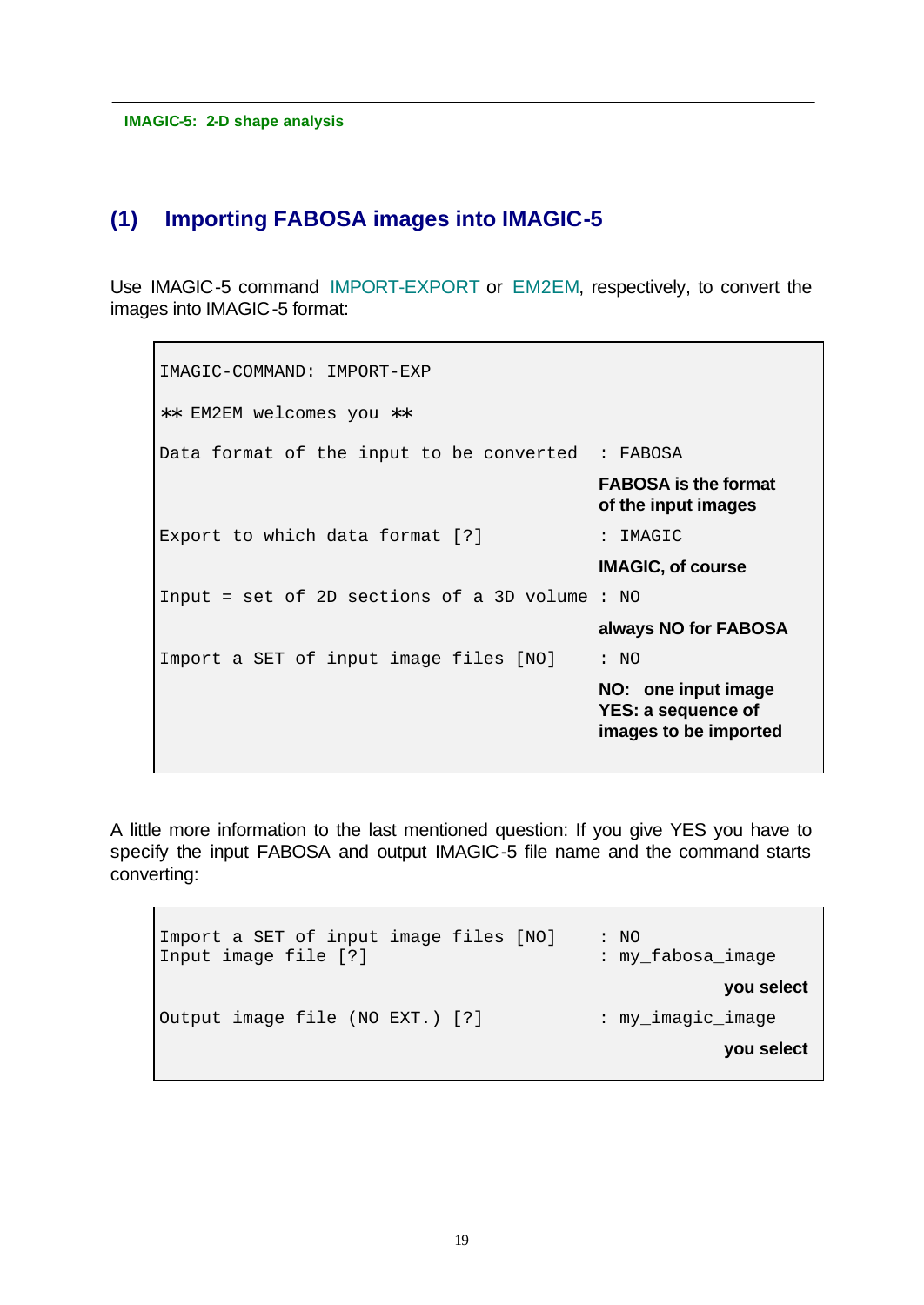## (1) Importing FABOSA images into IMAGIC-5

Use IMAGIC-5 command IMPORT-EXPORT or EM2EM, respectively, to convert the images into IMAGIC-5 format:

```
IMAGIC-COMMAND: IMPORT-EXP

** EM2EM welcomes you **

Data format of the input to be converted     : FABOSA
                                               FABOSA is the format
                                               of the input images
Export to which data format [?]              : IMAGIC
                                               IMAGIC, of course
Input = set of 2D sections of a 3D volume : NO
                                               always NO for FABOSA
Import a SET of input image files [NO]       : NO
                                               NO:  one input image
                                               YES: a sequence of
                                               images to be imported
```

A little more information to the last mentioned question: If you give YES you have to specify the input FABOSA and output IMAGIC-5 file name and the command starts converting:

```
Import a SET of input image files [NO]       : NO
Input image file [?]                         : my_fabosa_image
                                                          you select
Output image file (NO EXT.) [?]              : my_imagic_image
                                                          you select
```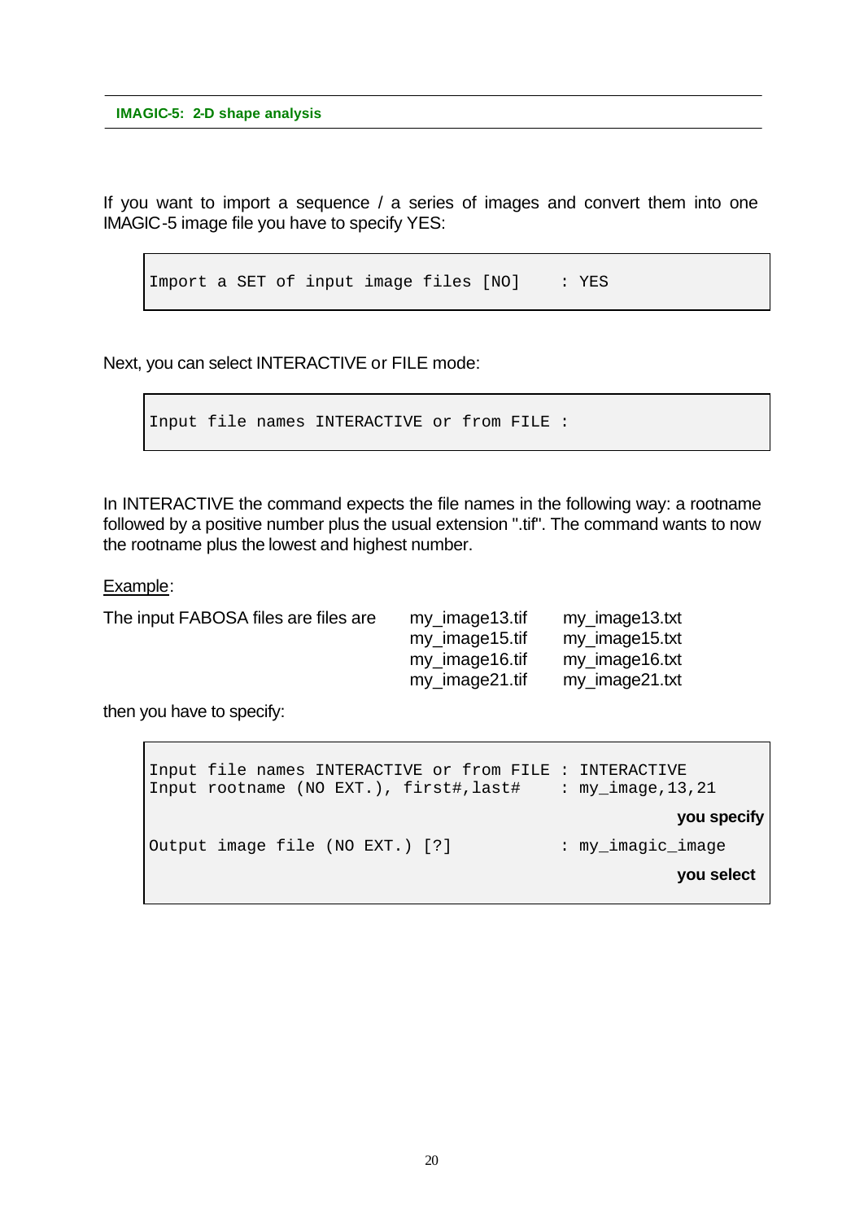If you want to import a sequence / a series of images and convert them into one IMAGIC-5 image file you have to specify YES:

```
Import a SET of input image files [NO]    : YES
```

Next, you can select INTERACTIVE or FILE mode:

```
Input file names INTERACTIVE or from FILE :
```

In INTERACTIVE the command expects the file names in the following way: a rootname followed by a positive number plus the usual extension ".tif". The command wants to now the rootname plus the lowest and highest number.

<u>Example</u>:

The input FABOSA files are files are

my_image13.tif    my_image13.txt
my_image15.tif    my_image15.txt
my_image16.tif    my_image16.txt
my_image21.tif    my_image21.txt

then you have to specify:

```
Input file names INTERACTIVE or from FILE : INTERACTIVE
Input rootname (NO EXT.), first#,last#    : my_image,13,21
                                                     you specify
Output image file (NO EXT.) [?]           : my_imagic_image
                                                     you select
```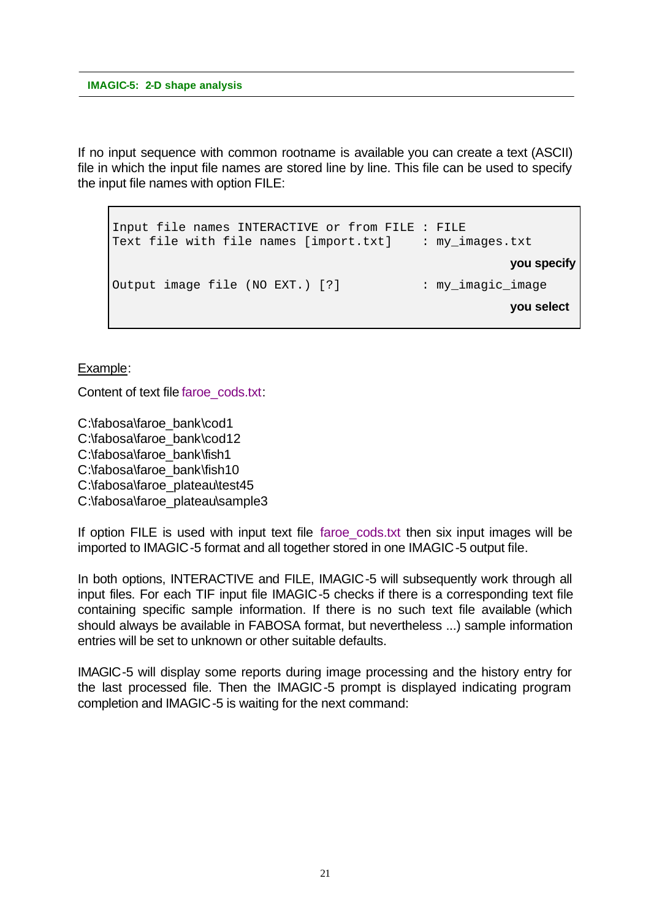If no input sequence with common rootname is available you can create a text (ASCII) file in which the input file names are stored line by line. This file can be used to specify the input file names with option FILE:

```
Input file names INTERACTIVE or from FILE : FILE
Text file with file names [import.txt]    : my_images.txt
                                                   you specify
Output image file (NO EXT.) [?]           : my_imagic_image
                                                   you select
```

Example:

Content of text file faroe_cods.txt:

C:\fabosa\faroe_bank\cod1
C:\fabosa\faroe_bank\cod12
C:\fabosa\faroe_bank\fish1
C:\fabosa\faroe_bank\fish10
C:\fabosa\faroe_plateau\test45
C:\fabosa\faroe_plateau\sample3

If option FILE is used with input text file faroe_cods.txt then six input images will be imported to IMAGIC-5 format and all together stored in one IMAGIC-5 output file.

In both options, INTERACTIVE and FILE, IMAGIC-5 will subsequently work through all input files. For each TIF input file IMAGIC-5 checks if there is a corresponding text file containing specific sample information. If there is no such text file available (which should always be available in FABOSA format, but nevertheless ...) sample information entries will be set to unknown or other suitable defaults.

IMAGIC-5 will display some reports during image processing and the history entry for the last processed file. Then the IMAGIC-5 prompt is displayed indicating program completion and IMAGIC-5 is waiting for the next command: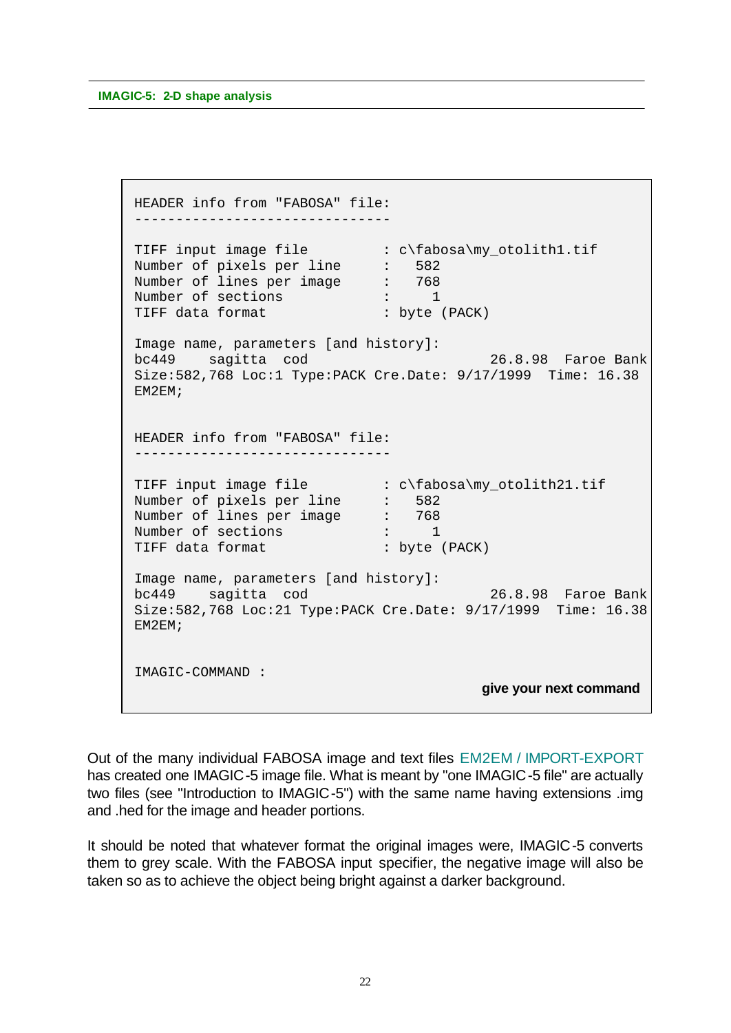```
HEADER info from "FABOSA" file:
-------------------------------

TIFF input image file         : c\fabosa\my_otolith1.tif
Number of pixels per line     :   582
Number of lines per image     :   768
Number of sections            :     1
TIFF data format              : byte (PACK)

Image name, parameters [and history]:
bc449    sagitta  cod                      26.8.98  Faroe Bank
Size:582,768 Loc:1 Type:PACK Cre.Date: 9/17/1999  Time: 16.38
EM2EM;


HEADER info from "FABOSA" file:
-------------------------------

TIFF input image file         : c\fabosa\my_otolith21.tif
Number of pixels per line     :   582
Number of lines per image     :   768
Number of sections            :     1
TIFF data format              : byte (PACK)

Image name, parameters [and history]:
bc449    sagitta  cod                      26.8.98  Faroe Bank
Size:582,768 Loc:21 Type:PACK Cre.Date: 9/17/1999  Time: 16.38
EM2EM;


IMAGIC-COMMAND :
                                             give your next command
```

Out of the many individual FABOSA image and text files EM2EM / IMPORT-EXPORT has created one IMAGIC-5 image file. What is meant by "one IMAGIC-5 file" are actually two files (see "Introduction to IMAGIC-5") with the same name having extensions .img and .hed for the image and header portions.

It should be noted that whatever format the original images were, IMAGIC-5 converts them to grey scale. With the FABOSA input specifier, the negative image will also be taken so as to achieve the object being bright against a darker background.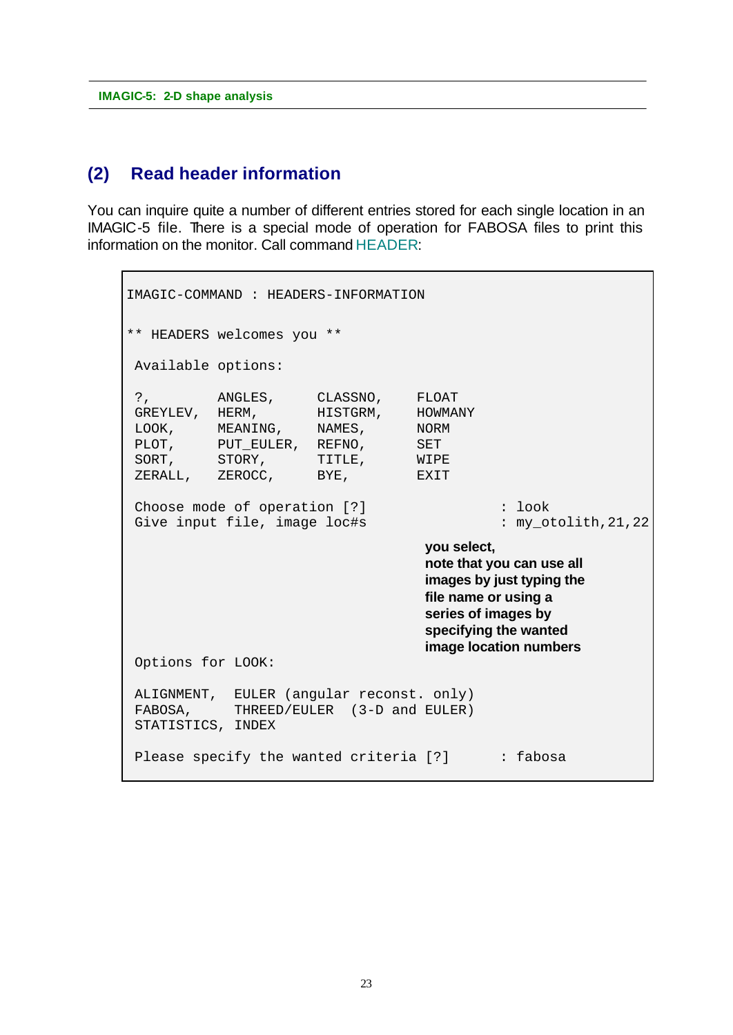## (2) Read header information

You can inquire quite a number of different entries stored for each single location in an IMAGIC-5 file. There is a special mode of operation for FABOSA files to print this information on the monitor. Call command HEADER:

```
IMAGIC-COMMAND : HEADERS-INFORMATION

** HEADERS welcomes you **

 Available options:

 ?,         ANGLES,     CLASSNO,    FLOAT
 GREYLEV,   HERM,       HISTGRM,    HOWMANY
 LOOK,      MEANING,    NAMES,      NORM
 PLOT,      PUT_EULER,  REFNO,      SET
 SORT,      STORY,      TITLE,      WIPE
 ZERALL,    ZEROCC,     BYE,        EXIT

 Choose mode of operation [?]                  : look
 Give input file, image loc#s                  : my_otolith,21,22
```

**you select, note that you can use all images by just typing the file name or using a series of images by specifying the wanted image location numbers**

```
 Options for LOOK:

 ALIGNMENT,  EULER (angular reconst. only)
 FABOSA,     THREED/EULER  (3-D and EULER)
 STATISTICS, INDEX

 Please specify the wanted criteria [?]        : fabosa
```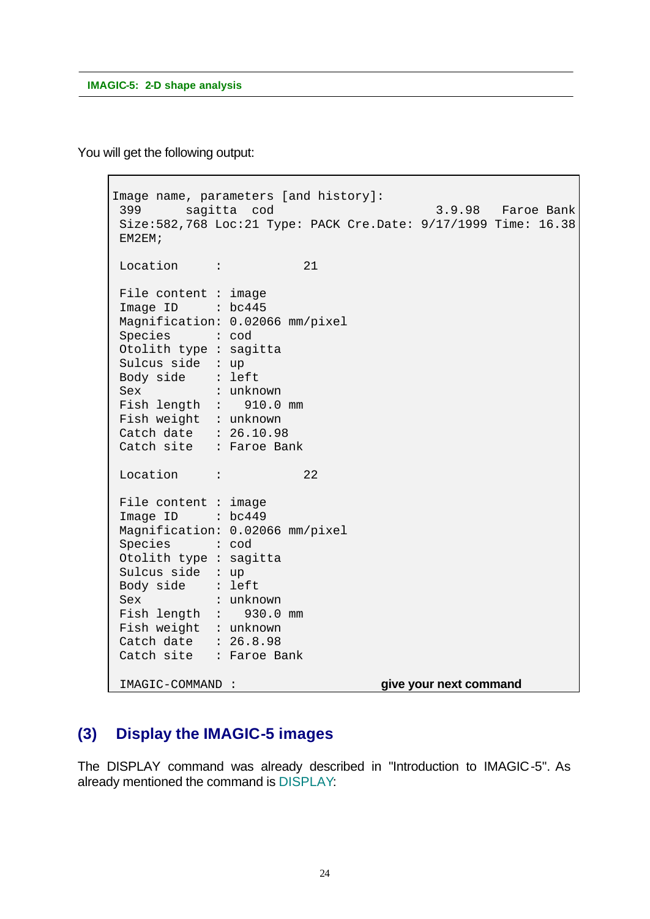You will get the following output:

```
Image name, parameters [and history]:
 399      sagitta  cod                          3.9.98   Faroe Bank
 Size:582,768 Loc:21 Type: PACK Cre.Date: 9/17/1999 Time: 16.38
 EM2EM;

 Location     :          21

 File content : image
 Image ID     : bc445
 Magnification: 0.02066 mm/pixel
 Species      : cod
 Otolith type : sagitta
 Sulcus side  : up
 Body side    : left
 Sex          : unknown
 Fish length  :   910.0 mm
 Fish weight  : unknown
 Catch date   : 26.10.98
 Catch site   : Faroe Bank

 Location     :          22

 File content : image
 Image ID     : bc449
 Magnification: 0.02066 mm/pixel
 Species      : cod
 Otolith type : sagitta
 Sulcus side  : up
 Body side    : left
 Sex          : unknown
 Fish length  :   930.0 mm
 Fish weight  : unknown
 Catch date   : 26.8.98
 Catch site   : Faroe Bank

 IMAGIC-COMMAND :                       give your next command
```

## (3) Display the IMAGIC-5 images

The DISPLAY command was already described in "Introduction to IMAGIC-5". As already mentioned the command is DISPLAY: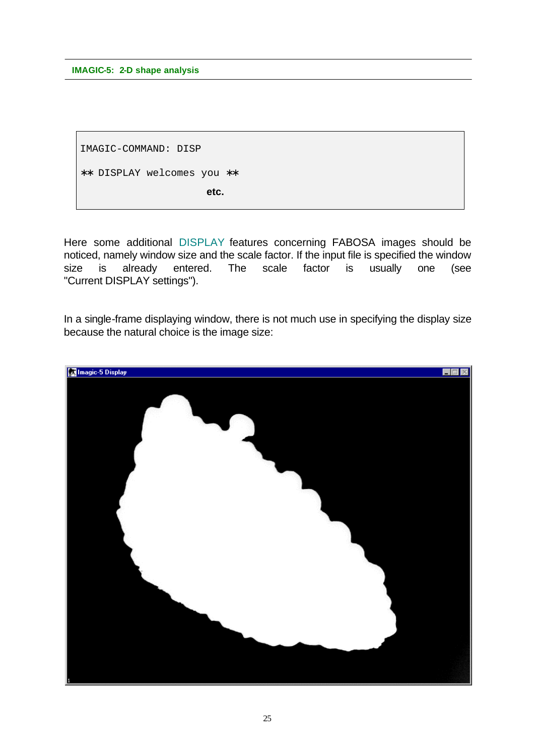```
IMAGIC-COMMAND: DISP

** DISPLAY welcomes you **

                    etc.
```

Here some additional DISPLAY features concerning FABOSA images should be noticed, namely window size and the scale factor. If the input file is specified the window size is already entered. The scale factor is usually one (see "Current DISPLAY settings").

In a single-frame displaying window, there is not much use in specifying the display size because the natural choice is the image size: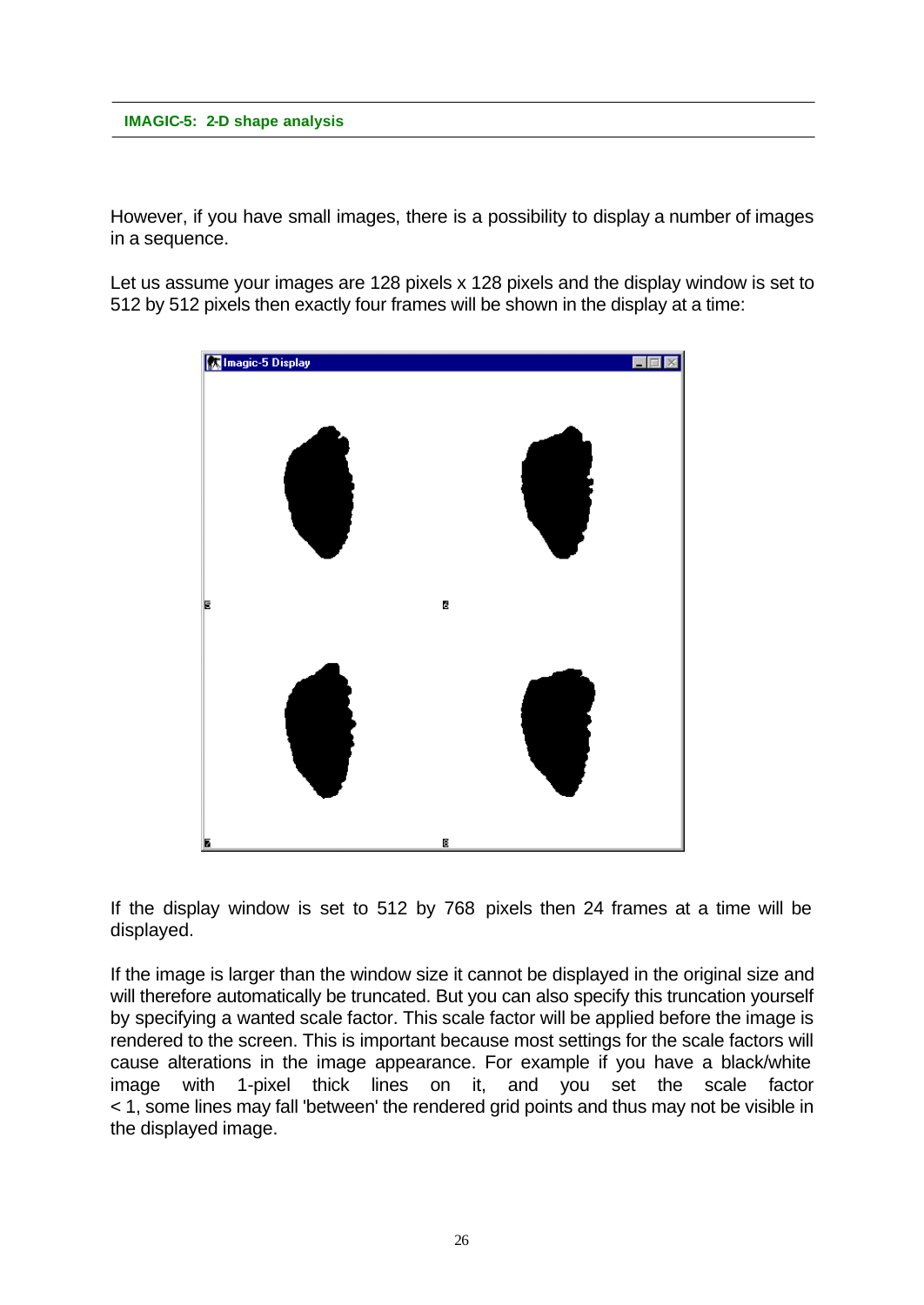However, if you have small images, there is a possibility to display a number of images in a sequence.

Let us assume your images are 128 pixels x 128 pixels and the display window is set to 512 by 512 pixels then exactly four frames will be shown in the display at a time:

If the display window is set to 512 by 768 pixels then 24 frames at a time will be displayed.

If the image is larger than the window size it cannot be displayed in the original size and will therefore automatically be truncated. But you can also specify this truncation yourself by specifying a wanted scale factor. This scale factor will be applied before the image is rendered to the screen. This is important because most settings for the scale factors will cause alterations in the image appearance. For example if you have a black/white image with 1-pixel thick lines on it, and you set the scale factor < 1, some lines may fall 'between' the rendered grid points and thus may not be visible in the displayed image.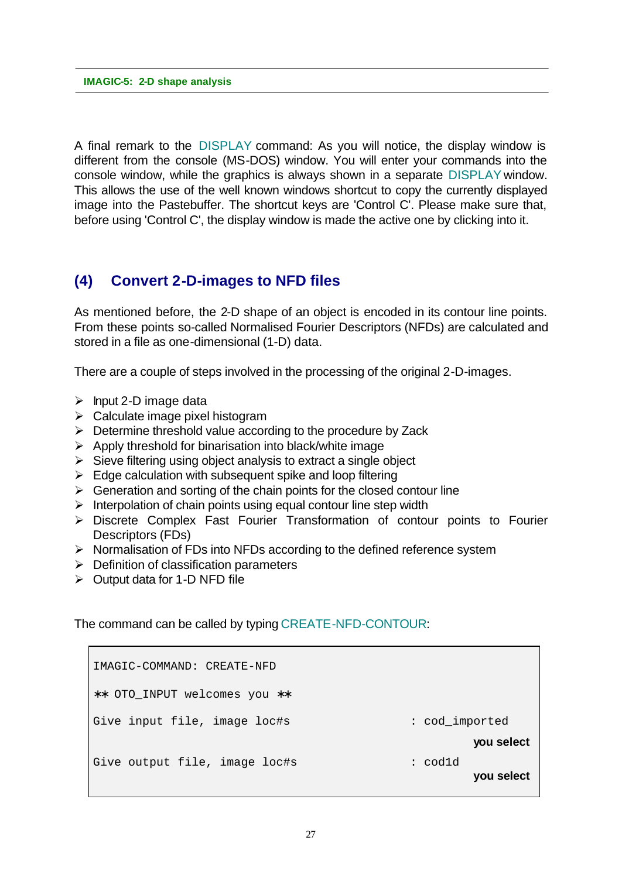A final remark to the DISPLAY command: As you will notice, the display window is different from the console (MS-DOS) window. You will enter your commands into the console window, while the graphics is always shown in a separate DISPLAY window. This allows the use of the well known windows shortcut to copy the currently displayed image into the Pastebuffer. The shortcut keys are 'Control C'. Please make sure that, before using 'Control C', the display window is made the active one by clicking into it.

## (4) Convert 2-D-images to NFD files

As mentioned before, the 2-D shape of an object is encoded in its contour line points. From these points so-called Normalised Fourier Descriptors (NFDs) are calculated and stored in a file as one-dimensional (1-D) data.

There are a couple of steps involved in the processing of the original 2-D-images.

- Input 2-D image data
- Calculate image pixel histogram
- Determine threshold value according to the procedure by Zack
- Apply threshold for binarisation into black/white image
- Sieve filtering using object analysis to extract a single object
- Edge calculation with subsequent spike and loop filtering
- Generation and sorting of the chain points for the closed contour line
- Interpolation of chain points using equal contour line step width
- Discrete Complex Fast Fourier Transformation of contour points to Fourier Descriptors (FDs)
- Normalisation of FDs into NFDs according to the defined reference system
- Definition of classification parameters
- Output data for 1-D NFD file

The command can be called by typing CREATE-NFD-CONTOUR:

```
IMAGIC-COMMAND: CREATE-NFD

** OTO_INPUT welcomes you **

Give input file, image loc#s                    : cod_imported
                                                         you select

Give output file, image loc#s                   : cod1d
                                                         you select
```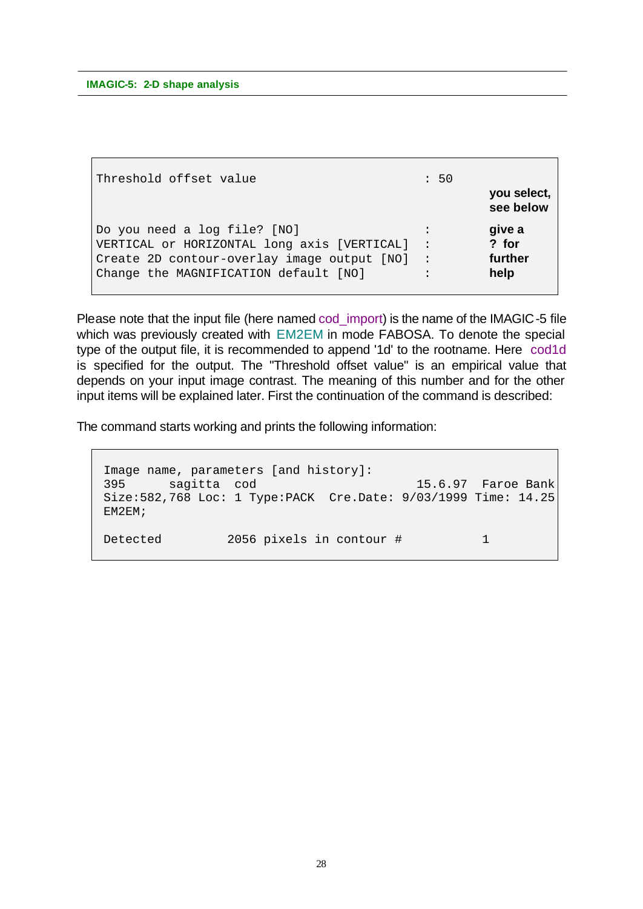```
Threshold offset value                          : 50
                                                         you select,
                                                         see below

Do you need a log file? [NO]                    :        give a
VERTICAL or HORIZONTAL long axis [VERTICAL]     :        ? for
Create 2D contour-overlay image output [NO]     :        further
Change the MAGNIFICATION default [NO]           :        help
```

Please note that the input file (here named cod_import) is the name of the IMAGIC-5 file which was previously created with EM2EM in mode FABOSA. To denote the special type of the output file, it is recommended to append '1d' to the rootname. Here cod1d is specified for the output. The "Threshold offset value" is an empirical value that depends on your input image contrast. The meaning of this number and for the other input items will be explained later. First the continuation of the command is described:

The command starts working and prints the following information:

```
Image name, parameters [and history]:
395      sagitta  cod                      15.6.97  Faroe Bank
Size:582,768 Loc: 1 Type:PACK  Cre.Date: 9/03/1999 Time: 14.25
EM2EM;

Detected         2056 pixels in contour #          1
```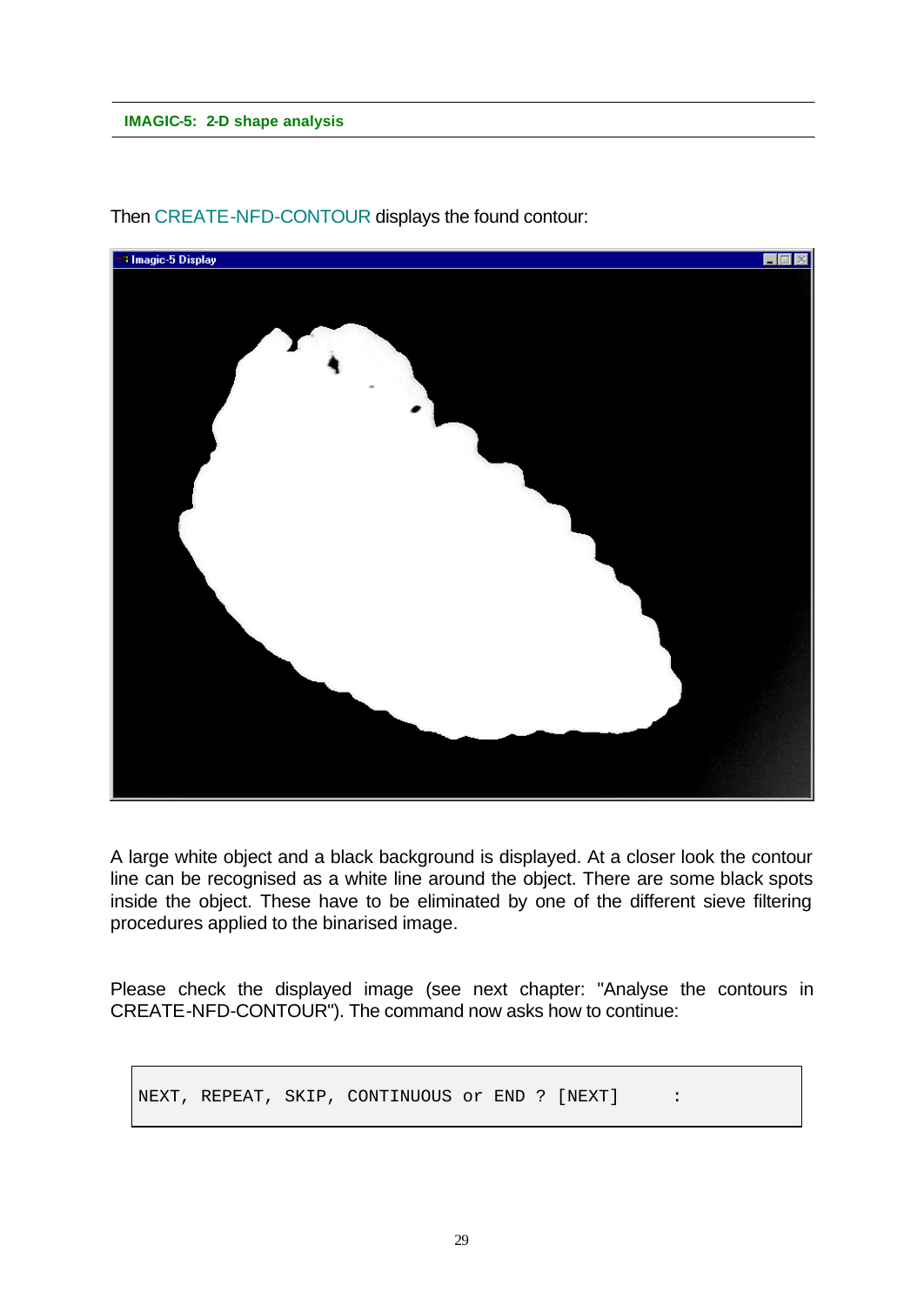Then CREATE-NFD-CONTOUR displays the found contour:

A large white object and a black background is displayed. At a closer look the contour line can be recognised as a white line around the object. There are some black spots inside the object. These have to be eliminated by one of the different sieve filtering procedures applied to the binarised image.

Please check the displayed image (see next chapter: "Analyse the contours in CREATE-NFD-CONTOUR"). The command now asks how to continue:

```
NEXT, REPEAT, SKIP, CONTINUOUS or END ? [NEXT]     :
```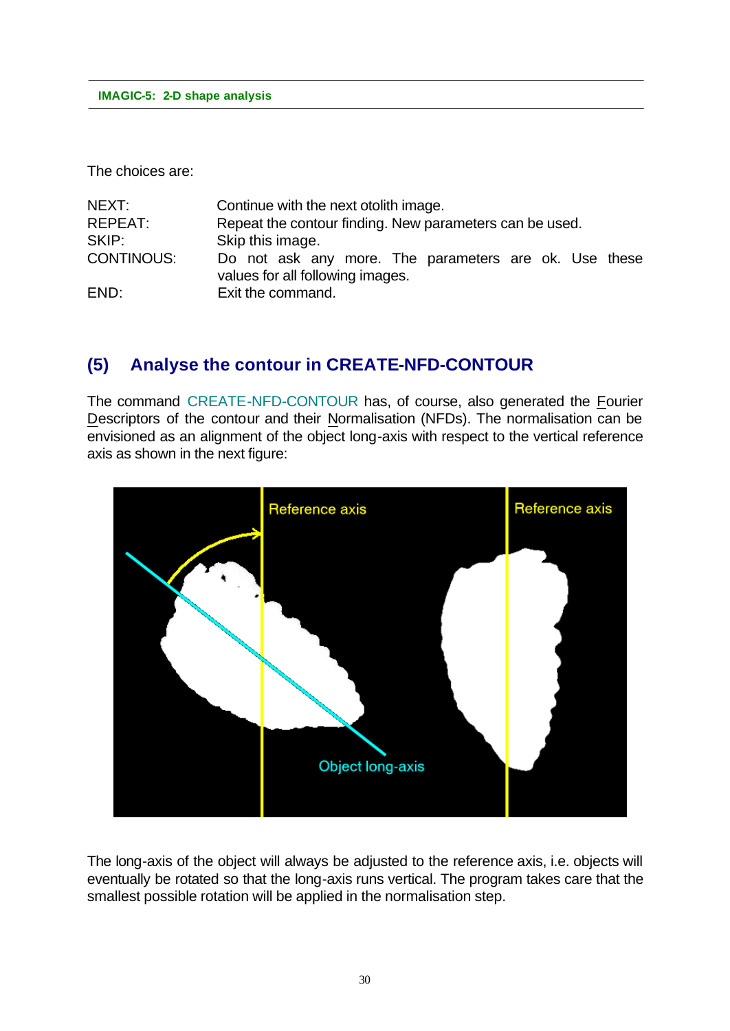The choices are:

| | |
|---|---|
| NEXT: | Continue with the next otolith image. |
| REPEAT: | Repeat the contour finding. New parameters can be used. |
| SKIP: | Skip this image. |
| CONTINOUS: | Do not ask any more. The parameters are ok. Use these values for all following images. |
| END: | Exit the command. |

## (5) Analyse the contour in CREATE-NFD-CONTOUR

The command CREATE-NFD-CONTOUR has, of course, also generated the Fourier Descriptors of the contour and their Normalisation (NFDs). The normalisation can be envisioned as an alignment of the object long-axis with respect to the vertical reference axis as shown in the next figure:

The long-axis of the object will always be adjusted to the reference axis, i.e. objects will eventually be rotated so that the long-axis runs vertical. The program takes care that the smallest possible rotation will be applied in the normalisation step.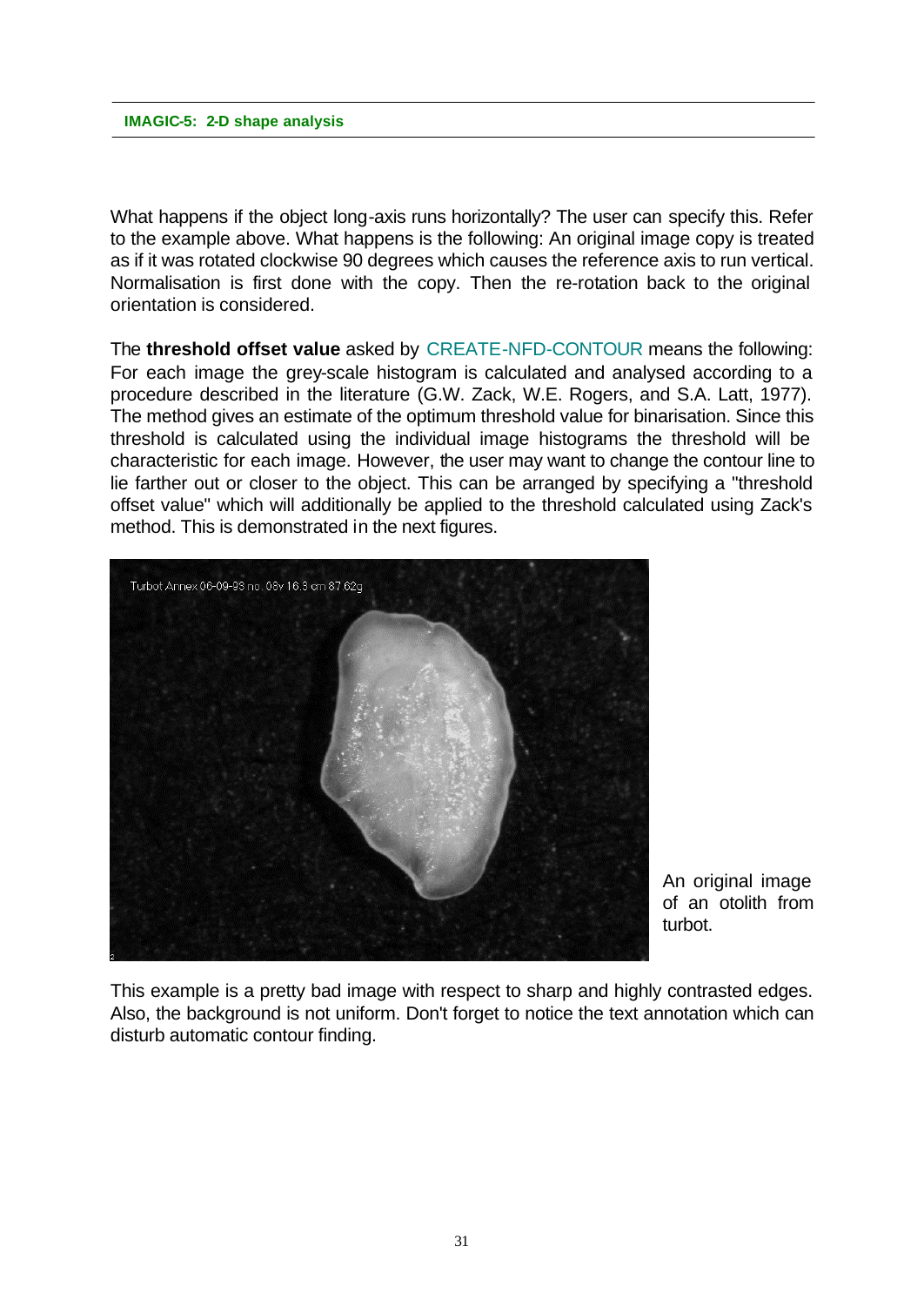What happens if the object long-axis runs horizontally? The user can specify this. Refer to the example above. What happens is the following: An original image copy is treated as if it was rotated clockwise 90 degrees which causes the reference axis to run vertical. Normalisation is first done with the copy. Then the re-rotation back to the original orientation is considered.

The **threshold offset value** asked by CREATE-NFD-CONTOUR means the following: For each image the grey-scale histogram is calculated and analysed according to a procedure described in the literature (G.W. Zack, W.E. Rogers, and S.A. Latt, 1977). The method gives an estimate of the optimum threshold value for binarisation. Since this threshold is calculated using the individual image histograms the threshold will be characteristic for each image. However, the user may want to change the contour line to lie farther out or closer to the object. This can be arranged by specifying a "threshold offset value" which will additionally be applied to the threshold calculated using Zack's method. This is demonstrated in the next figures.

An original image of an otolith from turbot.

This example is a pretty bad image with respect to sharp and highly contrasted edges. Also, the background is not uniform. Don't forget to notice the text annotation which can disturb automatic contour finding.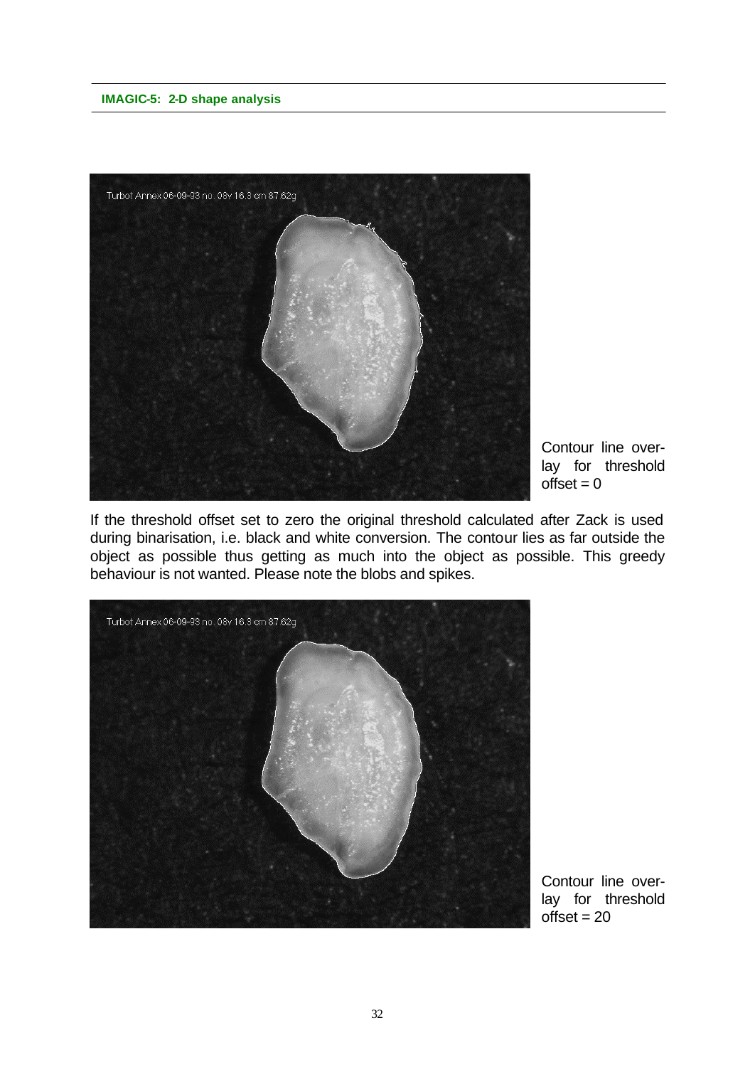Contour line overlay for threshold offset = 0

If the threshold offset set to zero the original threshold calculated after Zack is used during binarisation, i.e. black and white conversion. The contour lies as far outside the object as possible thus getting as much into the object as possible. This greedy behaviour is not wanted. Please note the blobs and spikes.

Contour line overlay for threshold offset = 20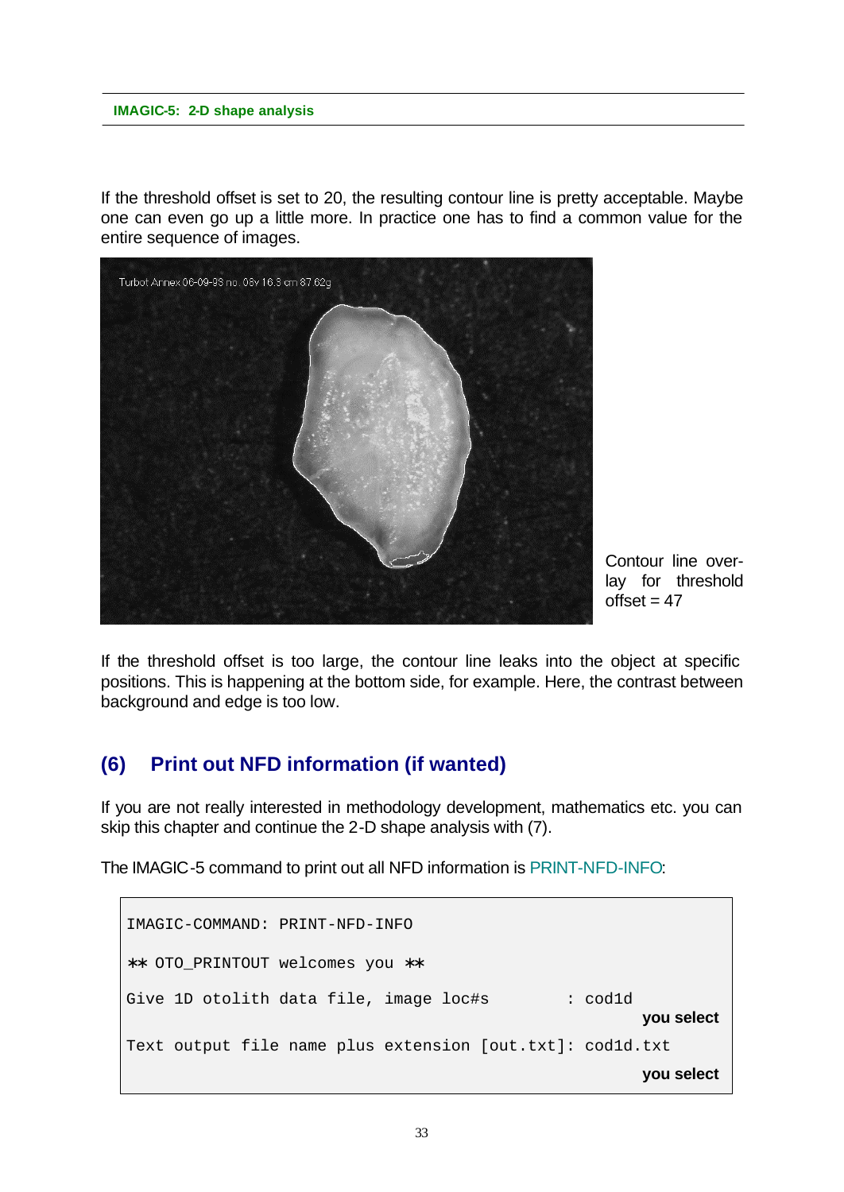If the threshold offset is set to 20, the resulting contour line is pretty acceptable. Maybe one can even go up a little more. In practice one has to find a common value for the entire sequence of images.

Contour line overlay for threshold offset = 47

If the threshold offset is too large, the contour line leaks into the object at specific positions. This is happening at the bottom side, for example. Here, the contrast between background and edge is too low.

## (6) Print out NFD information (if wanted)

If you are not really interested in methodology development, mathematics etc. you can skip this chapter and continue the 2-D shape analysis with (7).

The IMAGIC-5 command to print out all NFD information is PRINT-NFD-INFO:

```
IMAGIC-COMMAND: PRINT-NFD-INFO

** OTO_PRINTOUT welcomes you **

Give 1D otolith data file, image loc#s        : cod1d
                                                      you select
Text output file name plus extension [out.txt]: cod1d.txt
                                                      you select
```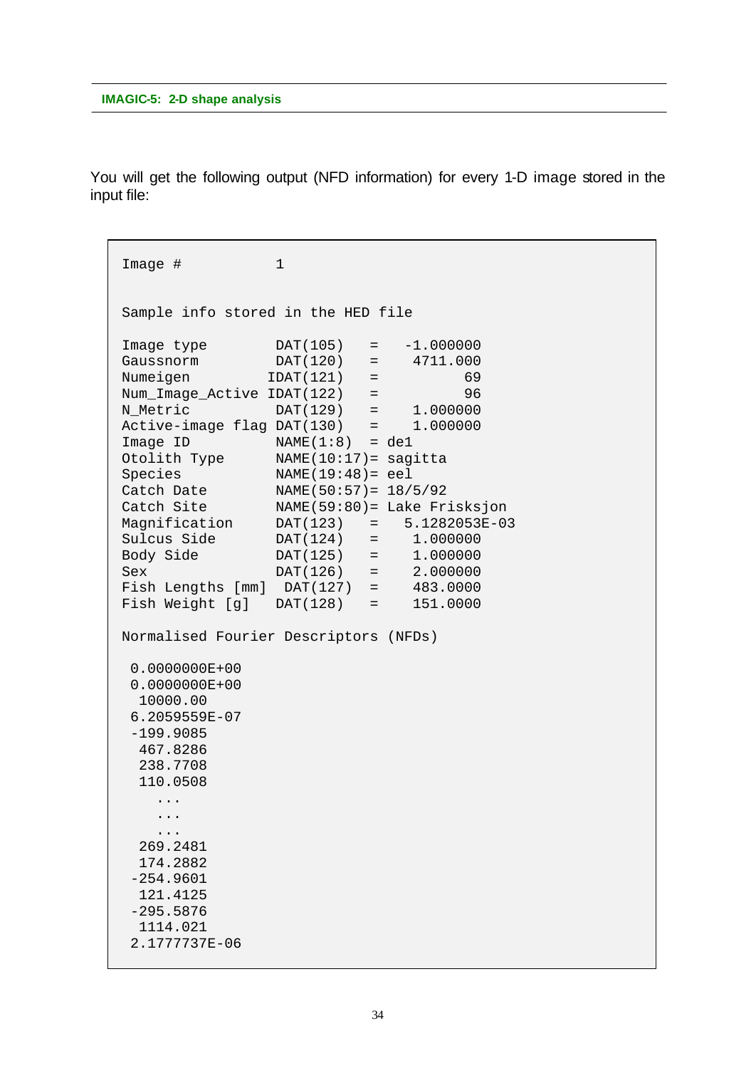You will get the following output (NFD information) for every 1-D image stored in the input file:

```
Image #           1


Sample info stored in the HED file

Image type         DAT(105)   =   -1.000000
Gaussnorm          DAT(120)   =    4711.000
Numeigen          IDAT(121)   =          69
Num_Image_Active  IDAT(122)   =          96
N_Metric           DAT(129)   =    1.000000
Active-image flag  DAT(130)   =    1.000000
Image ID           NAME(1:8)  = de1
Otolith Type       NAME(10:17)= sagitta
Species            NAME(19:48)= eel
Catch Date         NAME(50:57)= 18/5/92
Catch Site         NAME(59:80)= Lake Frisksjon
Magnification      DAT(123)   =   5.1282053E-03
Sulcus Side        DAT(124)   =    1.000000
Body Side          DAT(125)   =    1.000000
Sex                DAT(126)   =    2.000000
Fish Lengths [mm]   DAT(127)  =    483.0000
Fish Weight [g]    DAT(128)   =    151.0000

Normalised Fourier Descriptors (NFDs)

 0.0000000E+00
 0.0000000E+00
  10000.00
 6.2059559E-07
 -199.9085
  467.8286
  238.7708
  110.0508
    ...
    ...
    ...
  269.2481
  174.2882
 -254.9601
  121.4125
 -295.5876
  1114.021
 2.1777737E-06
```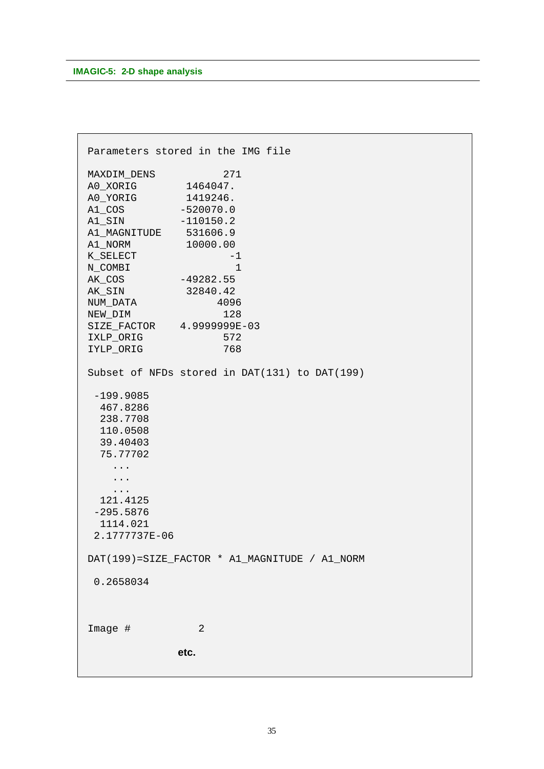```
Parameters stored in the IMG file

MAXDIM_DENS            271
A0_XORIG         1464047.
A0_YORIG         1419246.
A1_COS          -520070.0
A1_SIN          -110150.2
A1_MAGNITUDE     531606.9
A1_NORM          10000.00
K_SELECT              -1
N_COMBI                1
AK_COS          -49282.55
AK_SIN           32840.42
NUM_DATA            4096
NEW_DIM              128
SIZE_FACTOR     4.9999999E-03
IXLP_ORIG            572
IYLP_ORIG            768

Subset of NFDs stored in DAT(131) to DAT(199)

 -199.9085
  467.8286
  238.7708
  110.0508
  39.40403
  75.77702
    ...
    ...
    ...
  121.4125
 -295.5876
  1114.021
 2.1777737E-06

DAT(199)=SIZE_FACTOR * A1_MAGNITUDE / A1_NORM

 0.2658034


Image #           2

              etc.
```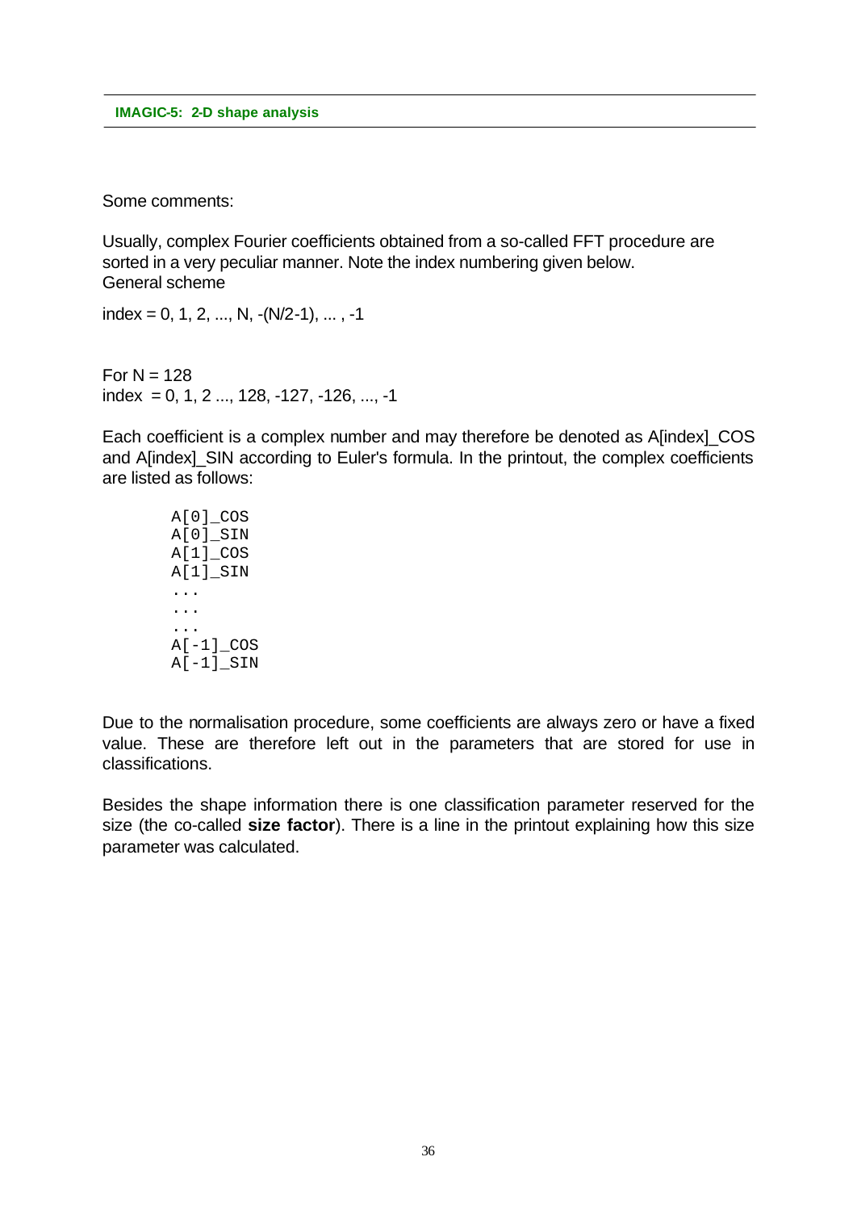Some comments:

Usually, complex Fourier coefficients obtained from a so-called FFT procedure are sorted in a very peculiar manner. Note the index numbering given below.
General scheme

index = 0, 1, 2, ..., N, -(N/2-1), ... , -1

For N = 128
index  = 0, 1, 2 ..., 128, -127, -126, ..., -1

Each coefficient is a complex number and may therefore be denoted as A[index]_COS and A[index]_SIN according to Euler's formula. In the printout, the complex coefficients are listed as follows:

```
A[0]_COS
A[0]_SIN
A[1]_COS
A[1]_SIN
...
...
...
A[-1]_COS
A[-1]_SIN
```

Due to the normalisation procedure, some coefficients are always zero or have a fixed value. These are therefore left out in the parameters that are stored for use in classifications.

Besides the shape information there is one classification parameter reserved for the size (the co-called **size factor**). There is a line in the printout explaining how this size parameter was calculated.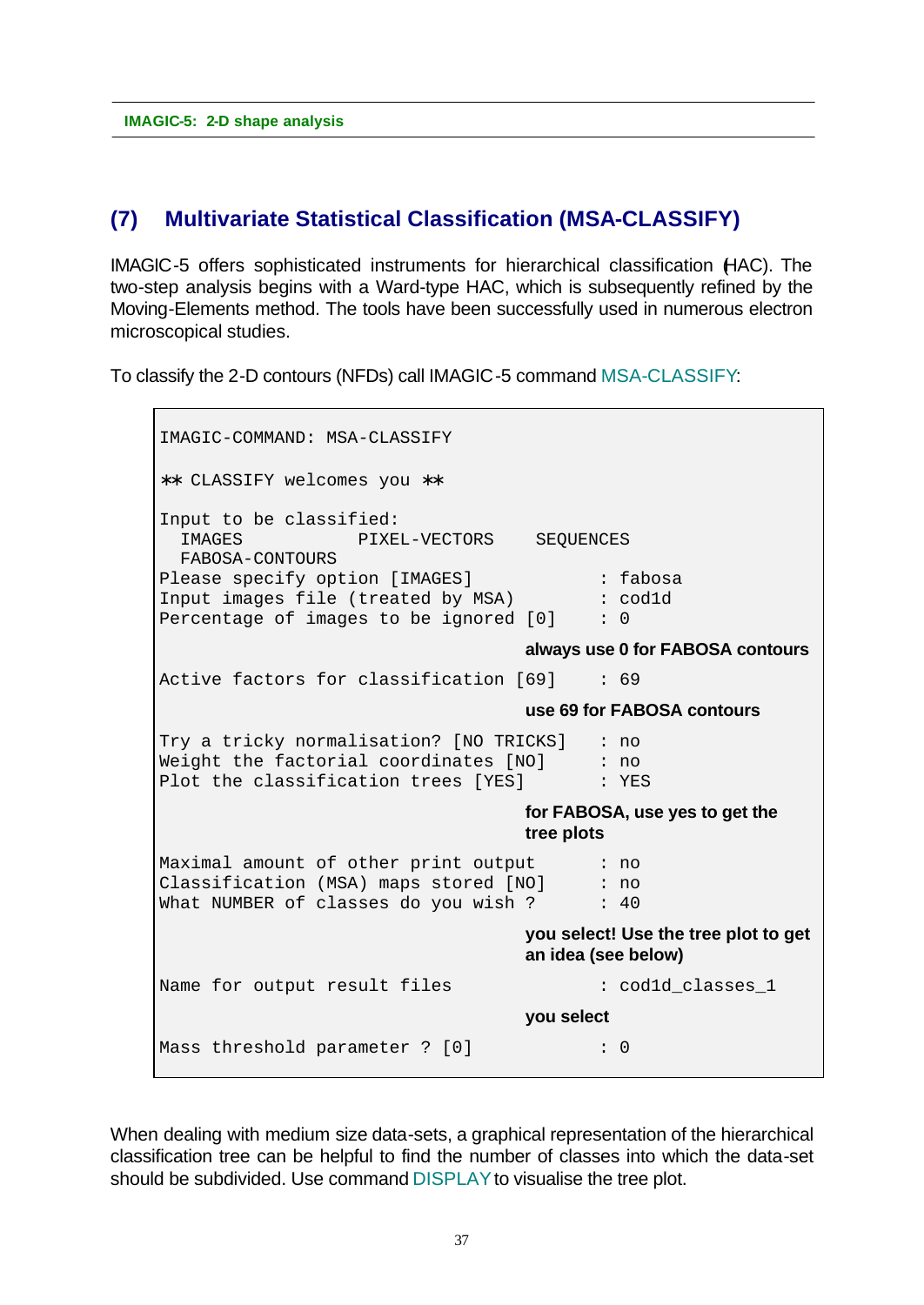## (7) Multivariate Statistical Classification (MSA-CLASSIFY)

IMAGIC-5 offers sophisticated instruments for hierarchical classification (HAC). The two-step analysis begins with a Ward-type HAC, which is subsequently refined by the Moving-Elements method. The tools have been successfully used in numerous electron microscopical studies.

To classify the 2-D contours (NFDs) call IMAGIC-5 command MSA-CLASSIFY:

```
IMAGIC-COMMAND: MSA-CLASSIFY

** CLASSIFY welcomes you **

Input to be classified:
  IMAGES           PIXEL-VECTORS    SEQUENCES
  FABOSA-CONTOURS
Please specify option [IMAGES]            : fabosa
Input images file (treated by MSA)        : cod1d
Percentage of images to be ignored [0]    : 0
```

**always use 0 for FABOSA contours**

```
Active factors for classification [69]    : 69
```

**use 69 for FABOSA contours**

```
Try a tricky normalisation? [NO TRICKS]   : no
Weight the factorial coordinates [NO]     : no
Plot the classification trees [YES]       : YES
```

**for FABOSA, use yes to get the tree plots**

```
Maximal amount of other print output      : no
Classification (MSA) maps stored [NO]     : no
What NUMBER of classes do you wish ?      : 40
```

**you select! Use the tree plot to get an idea (see below)**

```
Name for output result files              : cod1d_classes_1
```

**you select**

```
Mass threshold parameter ? [0]            : 0
```

When dealing with medium size data-sets, a graphical representation of the hierarchical classification tree can be helpful to find the number of classes into which the data-set should be subdivided. Use command DISPLAY to visualise the tree plot.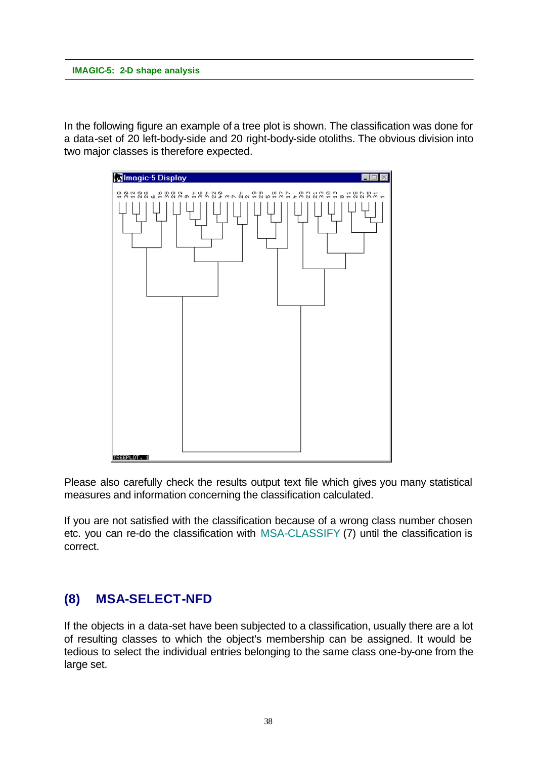In the following figure an example of a tree plot is shown. The classification was done for a data-set of 20 left-body-side and 20 right-body-side otoliths. The obvious division into two major classes is therefore expected.

Please also carefully check the results output text file which gives you many statistical measures and information concerning the classification calculated.

If you are not satisfied with the classification because of a wrong class number chosen etc. you can re-do the classification with MSA-CLASSIFY (7) until the classification is correct.

## (8) MSA-SELECT-NFD

If the objects in a data-set have been subjected to a classification, usually there are a lot of resulting classes to which the object's membership can be assigned. It would be tedious to select the individual entries belonging to the same class one-by-one from the large set.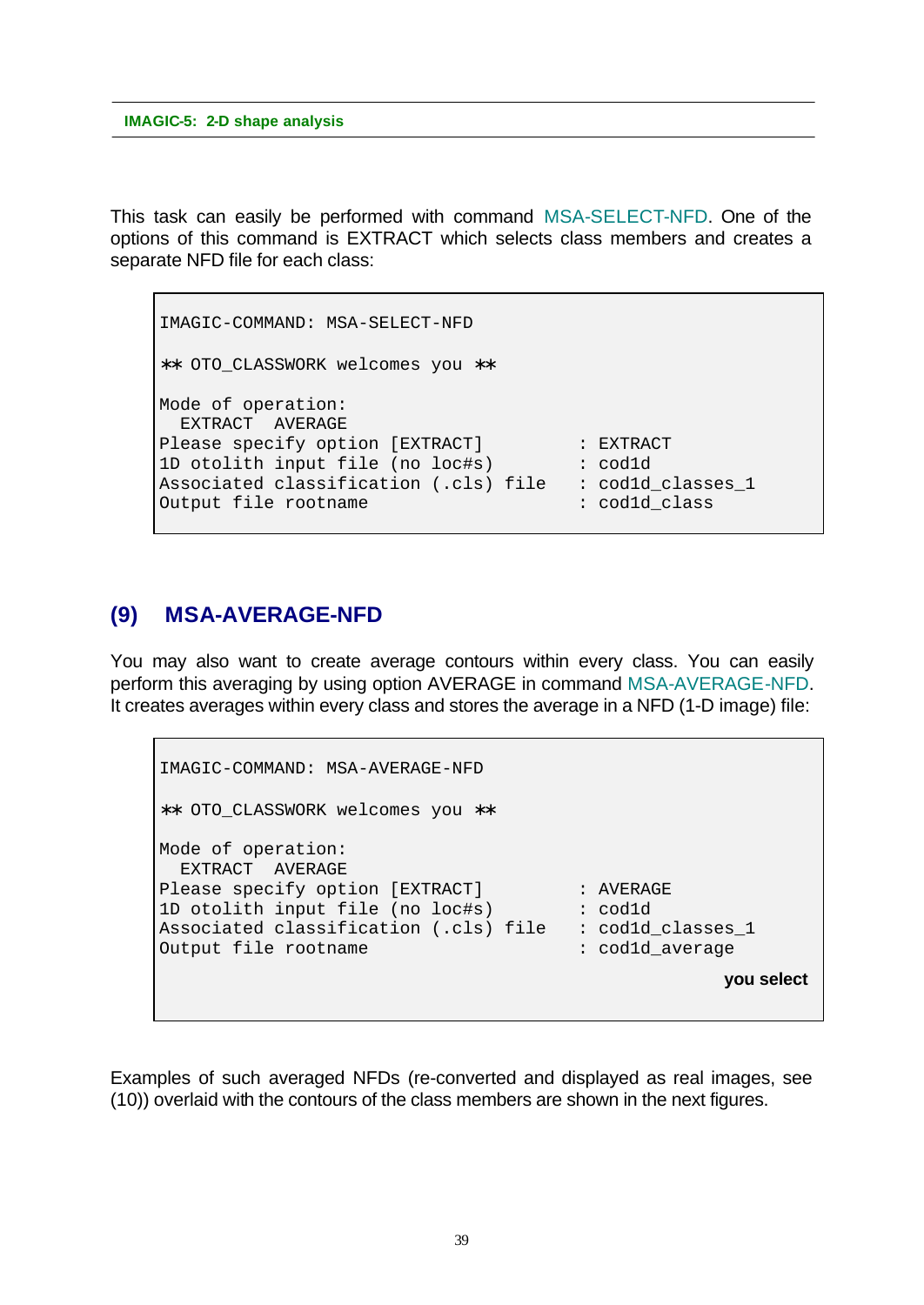This task can easily be performed with command MSA-SELECT-NFD. One of the options of this command is EXTRACT which selects class members and creates a separate NFD file for each class:

```
IMAGIC-COMMAND: MSA-SELECT-NFD

** OTO_CLASSWORK welcomes you **

Mode of operation:
  EXTRACT  AVERAGE
Please specify option [EXTRACT]          : EXTRACT
1D otolith input file (no loc#s)         : cod1d
Associated classification (.cls) file    : cod1d_classes_1
Output file rootname                     : cod1d_class
```

## (9) MSA-AVERAGE-NFD

You may also want to create average contours within every class. You can easily perform this averaging by using option AVERAGE in command MSA-AVERAGE-NFD. It creates averages within every class and stores the average in a NFD (1-D image) file:

```
IMAGIC-COMMAND: MSA-AVERAGE-NFD

** OTO_CLASSWORK welcomes you **

Mode of operation:
  EXTRACT  AVERAGE
Please specify option [EXTRACT]          : AVERAGE
1D otolith input file (no loc#s)         : cod1d
Associated classification (.cls) file    : cod1d_classes_1
Output file rootname                     : cod1d_average

                                                    you select
```

Examples of such averaged NFDs (re-converted and displayed as real images, see (10)) overlaid with the contours of the class members are shown in the next figures.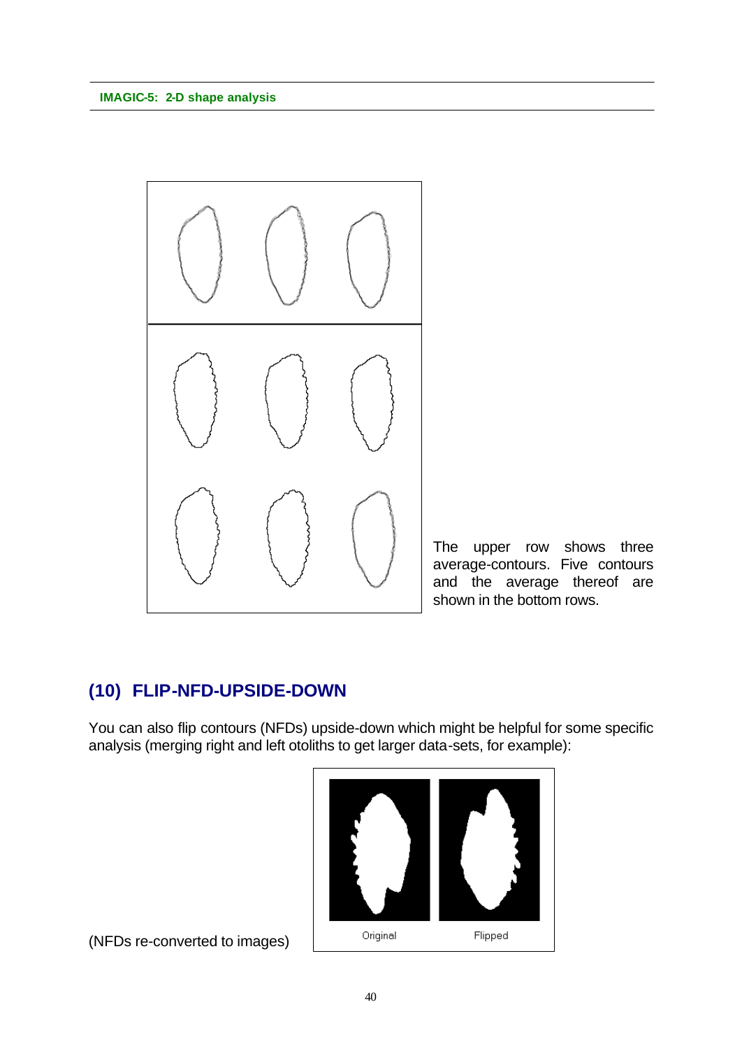The upper row shows three average-contours. Five contours and the average thereof are shown in the bottom rows.

## (10) FLIP-NFD-UPSIDE-DOWN

You can also flip contours (NFDs) upside-down which might be helpful for some specific analysis (merging right and left otoliths to get larger data-sets, for example):

Original Flipped

(NFDs re-converted to images)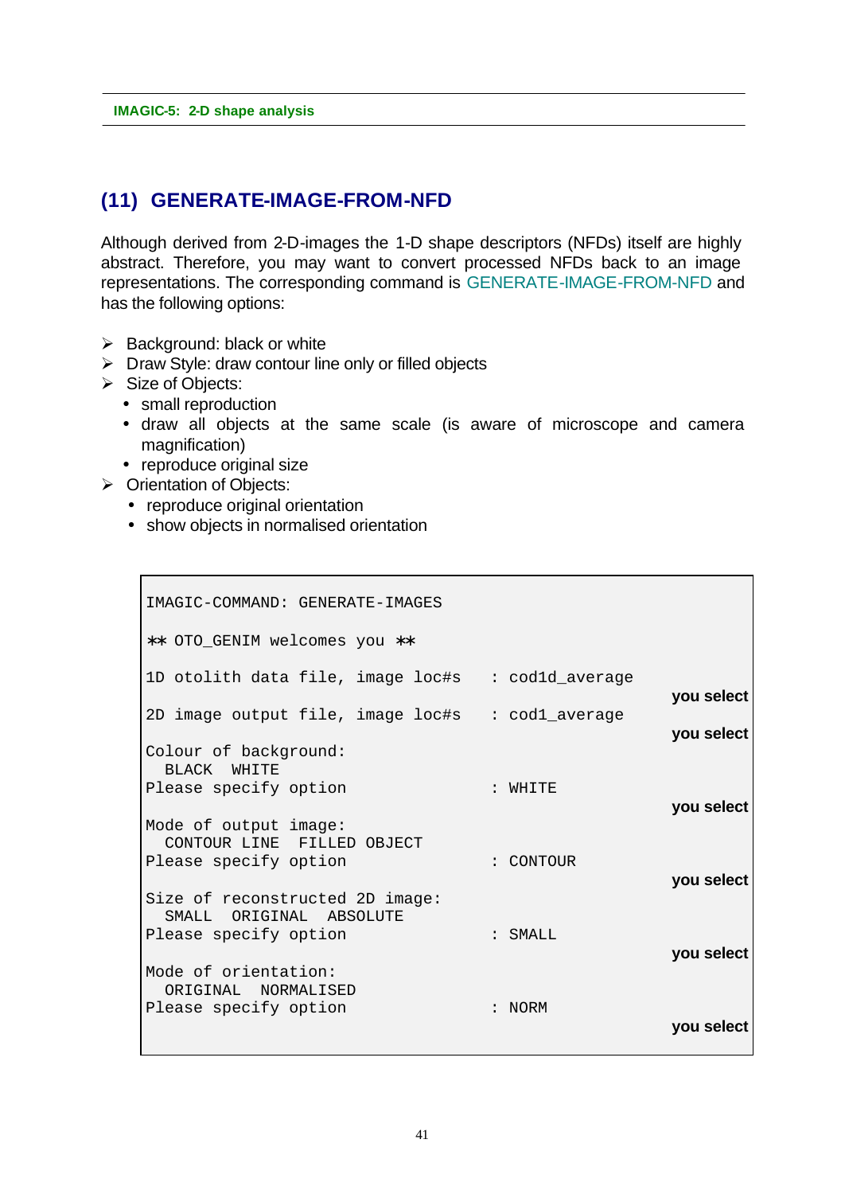## (11) GENERATE-IMAGE-FROM-NFD

Although derived from 2-D-images the 1-D shape descriptors (NFDs) itself are highly abstract. Therefore, you may want to convert processed NFDs back to an image representations. The corresponding command is GENERATE-IMAGE-FROM-NFD and has the following options:

- Background: black or white
- Draw Style: draw contour line only or filled objects
- Size of Objects:
  - small reproduction
  - draw all objects at the same scale (is aware of microscope and camera magnification)
  - reproduce original size
- Orientation of Objects:
  - reproduce original orientation
  - show objects in normalised orientation

```
IMAGIC-COMMAND: GENERATE-IMAGES

** OTO_GENIM welcomes you **

1D otolith data file, image loc#s    : cod1d_average
                                                          you select
2D image output file, image loc#s    : cod1_average
                                                          you select
Colour of background:
  BLACK  WHITE
Please specify option                : WHITE
                                                          you select
Mode of output image:
  CONTOUR LINE  FILLED OBJECT
Please specify option                : CONTOUR
                                                          you select
Size of reconstructed 2D image:
  SMALL  ORIGINAL  ABSOLUTE
Please specify option                : SMALL
                                                          you select
Mode of orientation:
  ORIGINAL  NORMALISED
Please specify option                : NORM
                                                          you select
```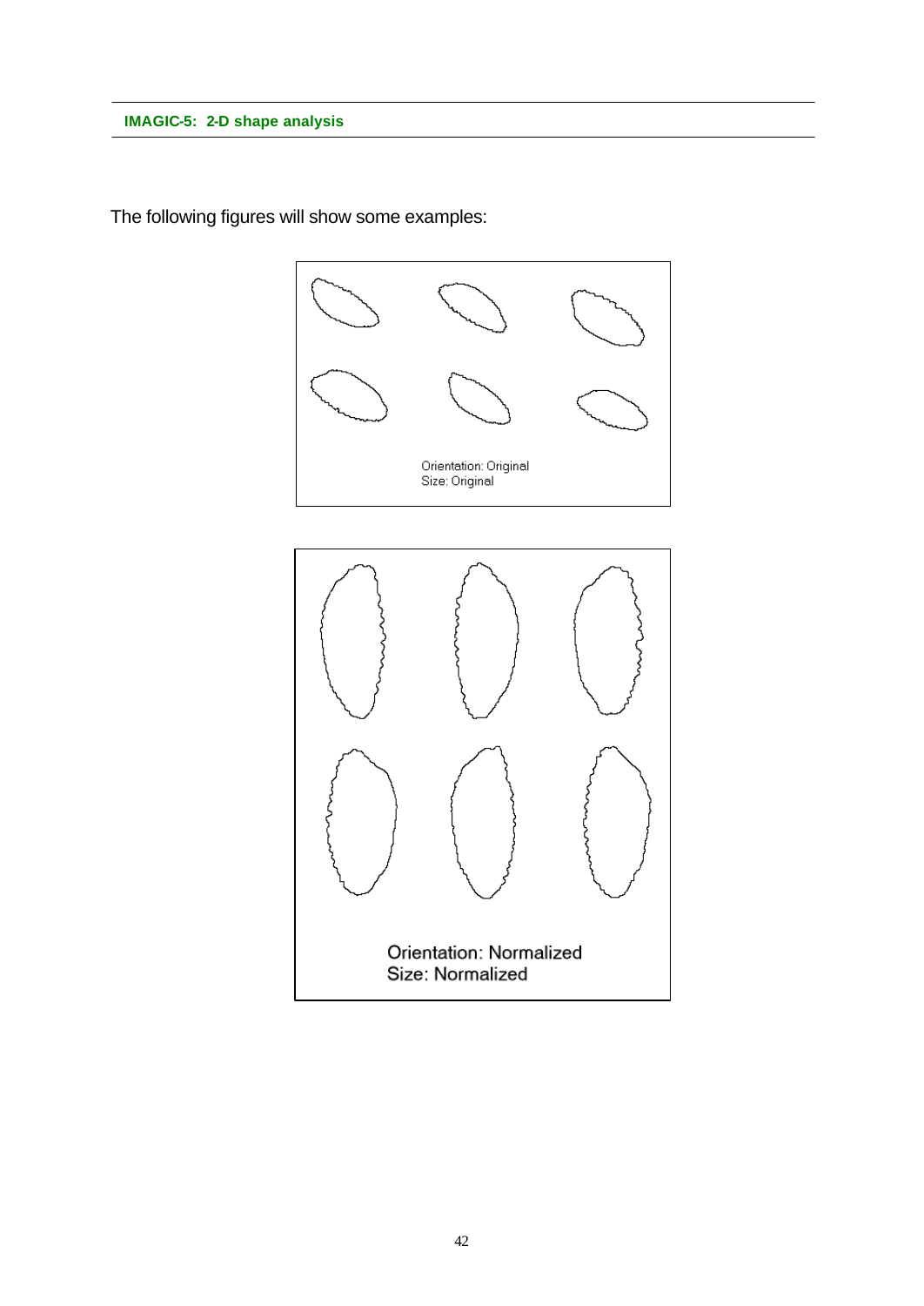The following figures will show some examples:

Orientation: Original
Size: Original

Orientation: Normalized
Size: Normalized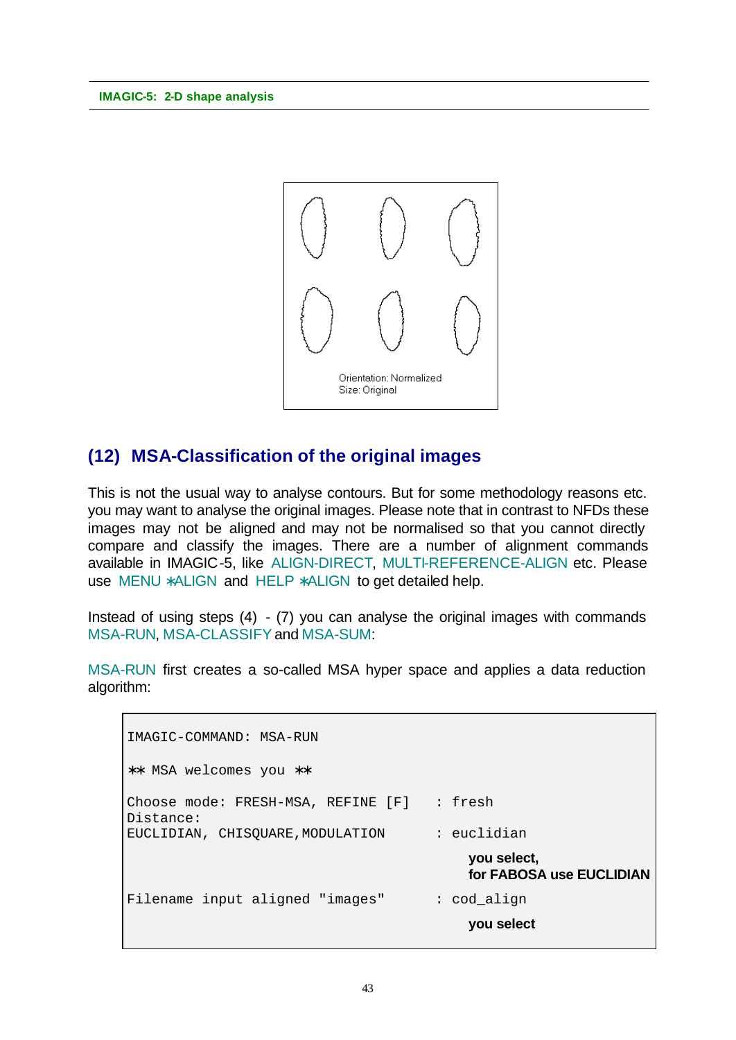Orientation: Normalized
Size: Original

## (12) MSA-Classification of the original images

This is not the usual way to analyse contours. But for some methodology reasons etc. you may want to analyse the original images. Please note that in contrast to NFDs these images may not be aligned and may not be normalised so that you cannot directly compare and classify the images. There are a number of alignment commands available in IMAGIC-5, like ALIGN-DIRECT, MULTI-REFERENCE-ALIGN etc. Please use MENU *ALIGN and HELP *ALIGN to get detailed help.

Instead of using steps (4) - (7) you can analyse the original images with commands MSA-RUN, MSA-CLASSIFY and MSA-SUM:

MSA-RUN first creates a so-called MSA hyper space and applies a data reduction algorithm:

```
IMAGIC-COMMAND: MSA-RUN

** MSA welcomes you **

Choose mode: FRESH-MSA, REFINE [F]   : fresh
Distance:
EUCLIDIAN, CHISQUARE,MODULATION      : euclidian
                                         you select,
                                         for FABOSA use EUCLIDIAN
Filename input aligned "images"      : cod_align
                                         you select
```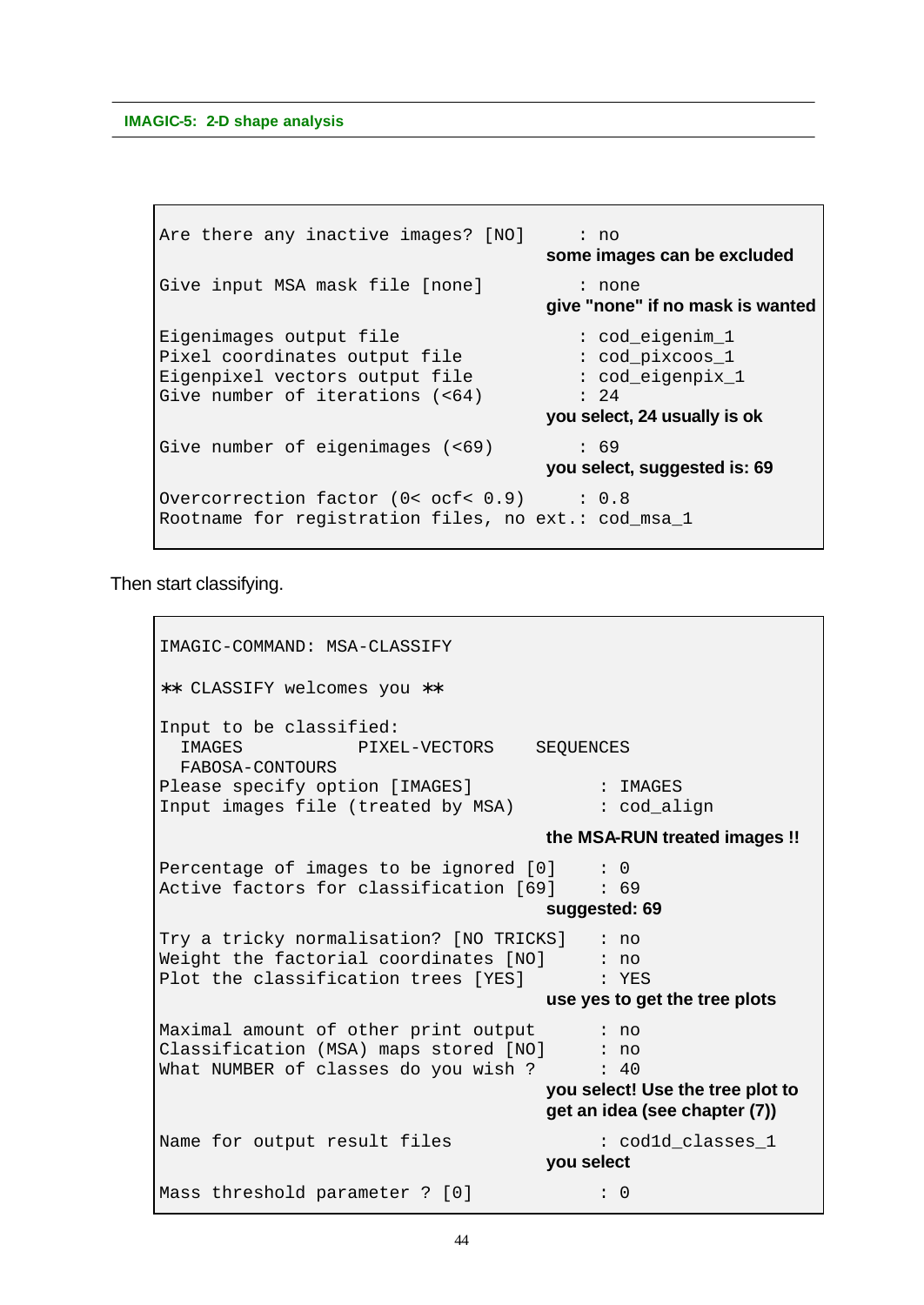```
Are there any inactive images? [NO]      : no
                                        some images can be excluded
Give input MSA mask file [none]          : none
                                        give "none" if no mask is wanted
Eigenimages output file                  : cod_eigenim_1
Pixel coordinates output file            : cod_pixcoos_1
Eigenpixel vectors output file           : cod_eigenpix_1
Give number of iterations (<64)          : 24
                                        you select, 24 usually is ok
Give number of eigenimages (<69)         : 69
                                        you select, suggested is: 69
Overcorrection factor (0< ocf< 0.9)      : 0.8
Rootname for registration files, no ext.: cod_msa_1
```

Then start classifying.

```
IMAGIC-COMMAND: MSA-CLASSIFY

** CLASSIFY welcomes you **

Input to be classified:
  IMAGES            PIXEL-VECTORS    SEQUENCES
  FABOSA-CONTOURS
Please specify option [IMAGES]            : IMAGES
Input images file (treated by MSA)        : cod_align
                                        the MSA-RUN treated images !!
Percentage of images to be ignored [0]    : 0
Active factors for classification [69]    : 69
                                        suggested: 69
Try a tricky normalisation? [NO TRICKS]   : no
Weight the factorial coordinates [NO]     : no
Plot the classification trees [YES]       : YES
                                        use yes to get the tree plots
Maximal amount of other print output      : no
Classification (MSA) maps stored [NO]     : no
What NUMBER of classes do you wish ?      : 40
                                        you select! Use the tree plot to
                                        get an idea (see chapter (7))
Name for output result files              : cod1d_classes_1
                                        you select
Mass threshold parameter ? [0]            : 0
```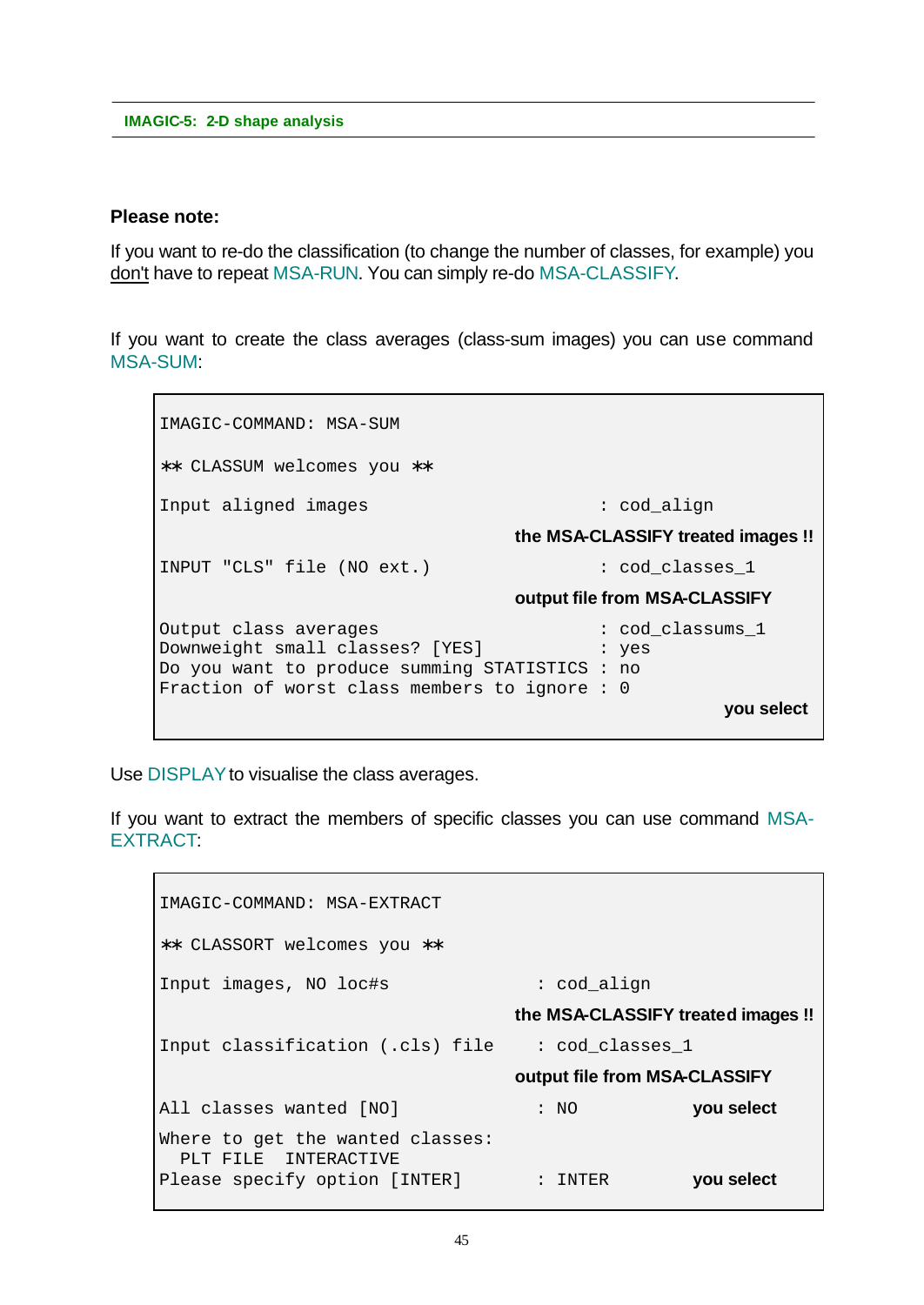**Please note:**

If you want to re-do the classification (to change the number of classes, for example) you <u>don't</u> have to repeat MSA-RUN. You can simply re-do MSA-CLASSIFY.

If you want to create the class averages (class-sum images) you can use command MSA-SUM:

```
IMAGIC-COMMAND: MSA-SUM

** CLASSUM welcomes you **

Input aligned images                         : cod_align
                                   the MSA-CLASSIFY treated images !!
INPUT "CLS" file (NO ext.)                   : cod_classes_1
                                   output file from MSA-CLASSIFY
Output class averages                        : cod_classums_1
Downweight small classes? [YES]              : yes
Do you want to produce summing STATISTICS    : no
Fraction of worst class members to ignore    : 0
                                                          you select
```

Use DISPLAY to visualise the class averages.

If you want to extract the members of specific classes you can use command MSA-EXTRACT:

```
IMAGIC-COMMAND: MSA-EXTRACT

** CLASSORT welcomes you **

Input images, NO loc#s              : cod_align
                                   the MSA-CLASSIFY treated images !!
Input classification (.cls) file    : cod_classes_1
                                   output file from MSA-CLASSIFY
All classes wanted [NO]             : NO             you select
Where to get the wanted classes:
  PLT FILE  INTERACTIVE
Please specify option [INTER]       : INTER          you select
```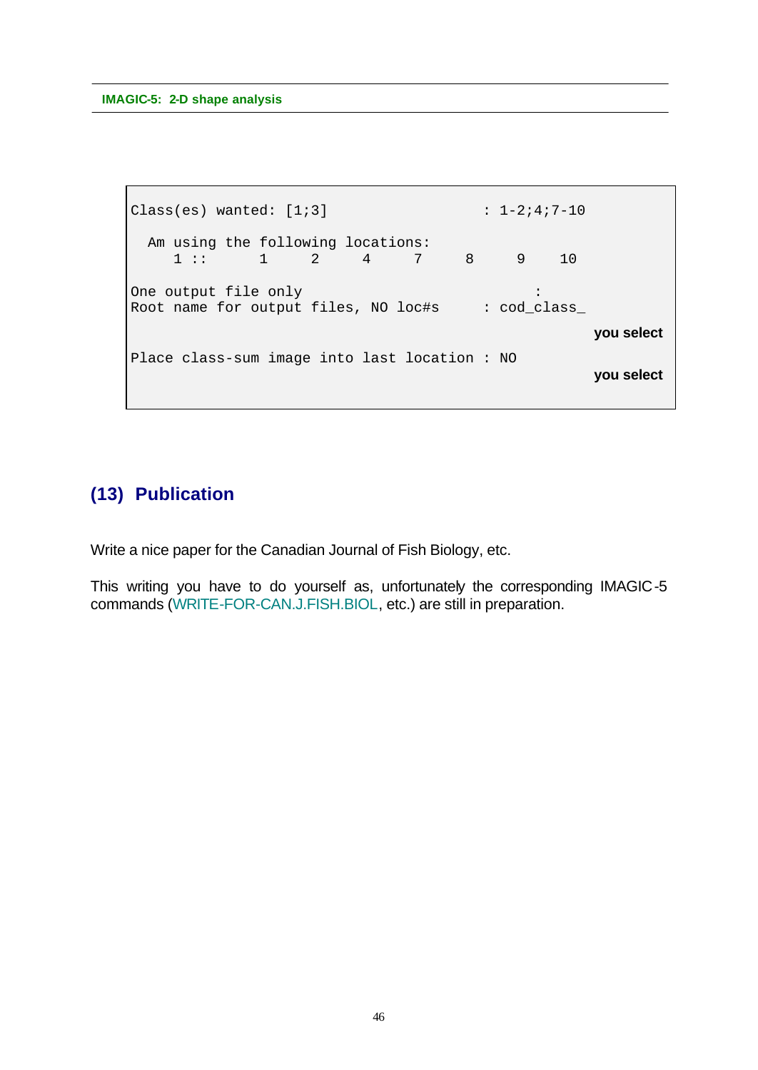```
Class(es) wanted: [1;3]                 : 1-2;4;7-10

  Am using the following locations:
     1 ::     1     2     4     7     8     9    10

One output file only                          :
Root name for output files, NO loc#s     : cod_class_
                                                         you select

Place class-sum image into last location : NO
                                                         you select
```

## (13) Publication

Write a nice paper for the Canadian Journal of Fish Biology, etc.

This writing you have to do yourself as, unfortunately the corresponding IMAGIC-5 commands (WRITE-FOR-CAN.J.FISH.BIOL, etc.) are still in preparation.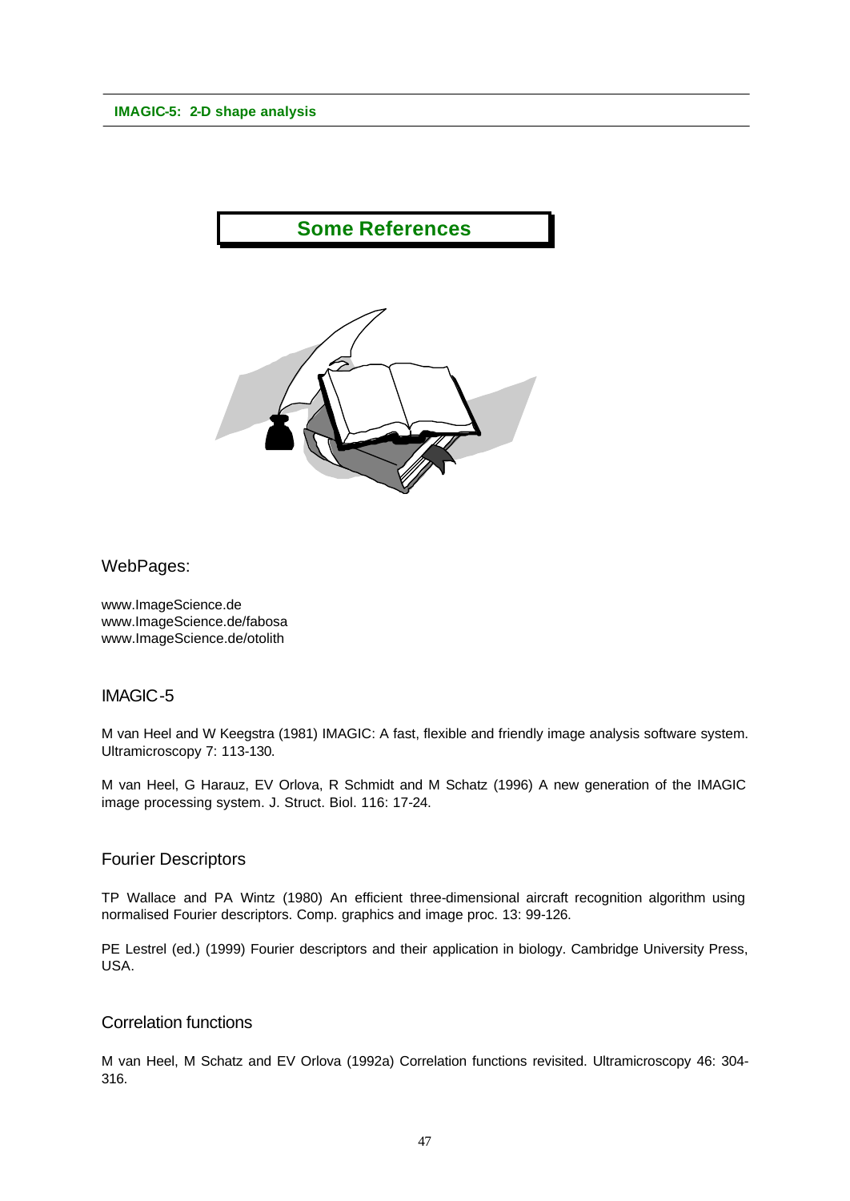# Some References

## WebPages:

www.ImageScience.de
www.ImageScience.de/fabosa
www.ImageScience.de/otolith

## IMAGIC-5

M van Heel and W Keegstra (1981) IMAGIC: A fast, flexible and friendly image analysis software system. Ultramicroscopy 7: 113-130.

M van Heel, G Harauz, EV Orlova, R Schmidt and M Schatz (1996) A new generation of the IMAGIC image processing system. J. Struct. Biol. 116: 17-24.

## Fourier Descriptors

TP Wallace and PA Wintz (1980) An efficient three-dimensional aircraft recognition algorithm using normalised Fourier descriptors. Comp. graphics and image proc. 13: 99-126.

PE Lestrel (ed.) (1999) Fourier descriptors and their application in biology. Cambridge University Press, USA.

## Correlation functions

M van Heel, M Schatz and EV Orlova (1992a) Correlation functions revisited. Ultramicroscopy 46: 304-316.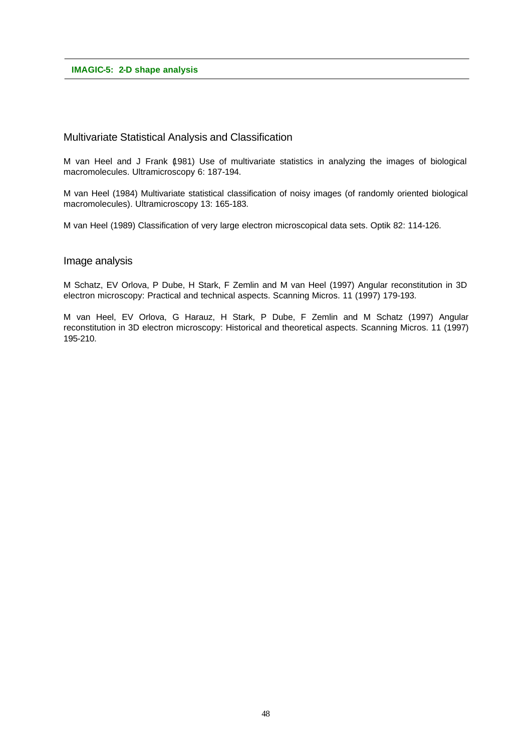## Multivariate Statistical Analysis and Classification

M van Heel and J Frank (1981) Use of multivariate statistics in analyzing the images of biological macromolecules. Ultramicroscopy 6: 187-194.

M van Heel (1984) Multivariate statistical classification of noisy images (of randomly oriented biological macromolecules). Ultramicroscopy 13: 165-183.

M van Heel (1989) Classification of very large electron microscopical data sets. Optik 82: 114-126.

## Image analysis

M Schatz, EV Orlova, P Dube, H Stark, F Zemlin and M van Heel (1997) Angular reconstitution in 3D electron microscopy: Practical and technical aspects. Scanning Micros. 11 (1997) 179-193.

M van Heel, EV Orlova, G Harauz, H Stark, P Dube, F Zemlin and M Schatz (1997) Angular reconstitution in 3D electron microscopy: Historical and theoretical aspects. Scanning Micros. 11 (1997) 195-210.